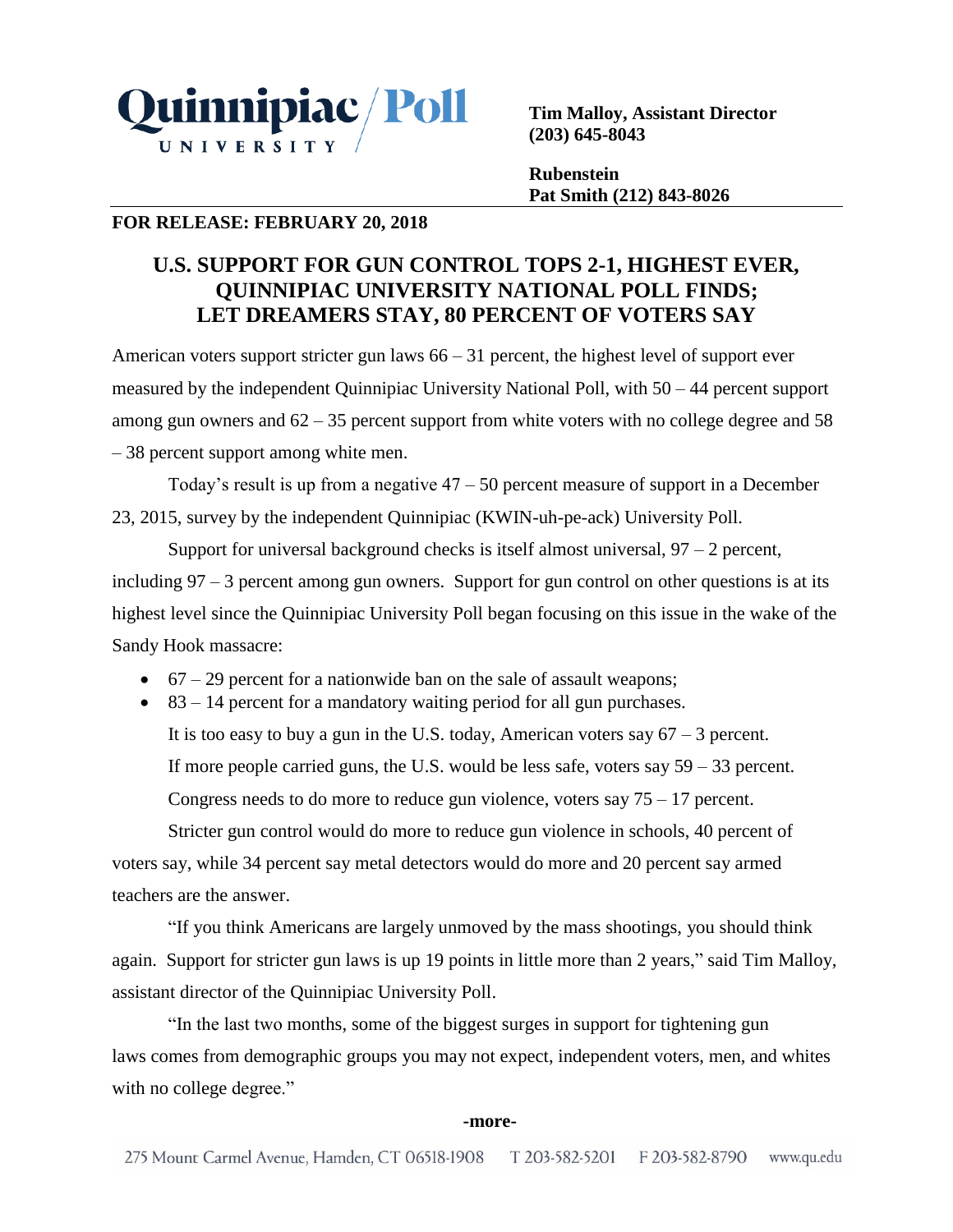Quinnipiac University Poll

**Tim Malloy, Assistant Director**
**(203) 645-8043**

**Rubenstein**
**Pat Smith (212) 843-8026**

**FOR RELEASE: FEBRUARY 20, 2018**

# U.S. SUPPORT FOR GUN CONTROL TOPS 2-1, HIGHEST EVER, QUINNIPIAC UNIVERSITY NATIONAL POLL FINDS; LET DREAMERS STAY, 80 PERCENT OF VOTERS SAY

American voters support stricter gun laws 66 – 31 percent, the highest level of support ever measured by the independent Quinnipiac University National Poll, with 50 – 44 percent support among gun owners and 62 – 35 percent support from white voters with no college degree and 58 – 38 percent support among white men.

Today's result is up from a negative 47 – 50 percent measure of support in a December 23, 2015, survey by the independent Quinnipiac (KWIN-uh-pe-ack) University Poll.

Support for universal background checks is itself almost universal, 97 – 2 percent, including 97 – 3 percent among gun owners. Support for gun control on other questions is at its highest level since the Quinnipiac University Poll began focusing on this issue in the wake of the Sandy Hook massacre:

- 67 – 29 percent for a nationwide ban on the sale of assault weapons;
- 83 – 14 percent for a mandatory waiting period for all gun purchases.

It is too easy to buy a gun in the U.S. today, American voters say 67 – 3 percent.

If more people carried guns, the U.S. would be less safe, voters say 59 – 33 percent.

Congress needs to do more to reduce gun violence, voters say 75 – 17 percent.

Stricter gun control would do more to reduce gun violence in schools, 40 percent of voters say, while 34 percent say metal detectors would do more and 20 percent say armed teachers are the answer.

"If you think Americans are largely unmoved by the mass shootings, you should think again. Support for stricter gun laws is up 19 points in little more than 2 years," said Tim Malloy, assistant director of the Quinnipiac University Poll.

"In the last two months, some of the biggest surges in support for tightening gun laws comes from demographic groups you may not expect, independent voters, men, and whites with no college degree."

**-more-**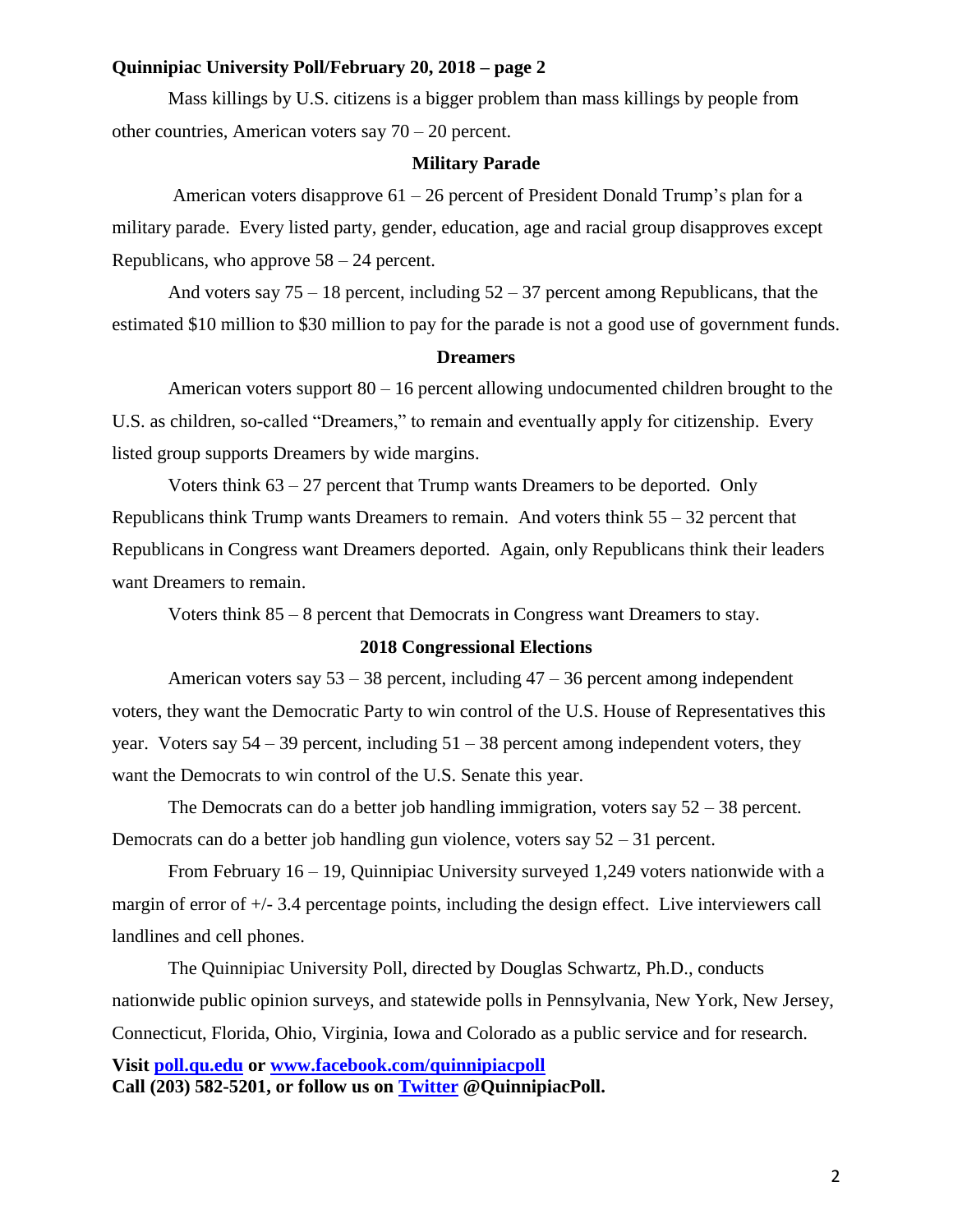Mass killings by U.S. citizens is a bigger problem than mass killings by people from other countries, American voters say 70 – 20 percent.

## Military Parade

American voters disapprove 61 – 26 percent of President Donald Trump's plan for a military parade. Every listed party, gender, education, age and racial group disapproves except Republicans, who approve 58 – 24 percent.

And voters say 75 – 18 percent, including 52 – 37 percent among Republicans, that the estimated $10 million to $30 million to pay for the parade is not a good use of government funds.

## Dreamers

American voters support 80 – 16 percent allowing undocumented children brought to the U.S. as children, so-called "Dreamers," to remain and eventually apply for citizenship. Every listed group supports Dreamers by wide margins.

Voters think 63 – 27 percent that Trump wants Dreamers to be deported. Only Republicans think Trump wants Dreamers to remain. And voters think 55 – 32 percent that Republicans in Congress want Dreamers deported. Again, only Republicans think their leaders want Dreamers to remain.

Voters think 85 – 8 percent that Democrats in Congress want Dreamers to stay.

## 2018 Congressional Elections

American voters say 53 – 38 percent, including 47 – 36 percent among independent voters, they want the Democratic Party to win control of the U.S. House of Representatives this year. Voters say 54 – 39 percent, including 51 – 38 percent among independent voters, they want the Democrats to win control of the U.S. Senate this year.

The Democrats can do a better job handling immigration, voters say 52 – 38 percent. Democrats can do a better job handling gun violence, voters say 52 – 31 percent.

From February 16 – 19, Quinnipiac University surveyed 1,249 voters nationwide with a margin of error of +/- 3.4 percentage points, including the design effect. Live interviewers call landlines and cell phones.

The Quinnipiac University Poll, directed by Douglas Schwartz, Ph.D., conducts nationwide public opinion surveys, and statewide polls in Pennsylvania, New York, New Jersey, Connecticut, Florida, Ohio, Virginia, Iowa and Colorado as a public service and for research.

**Visit poll.qu.edu or www.facebook.com/quinnipiacpoll**
**Call (203) 582-5201, or follow us on Twitter @QuinnipiacPoll.**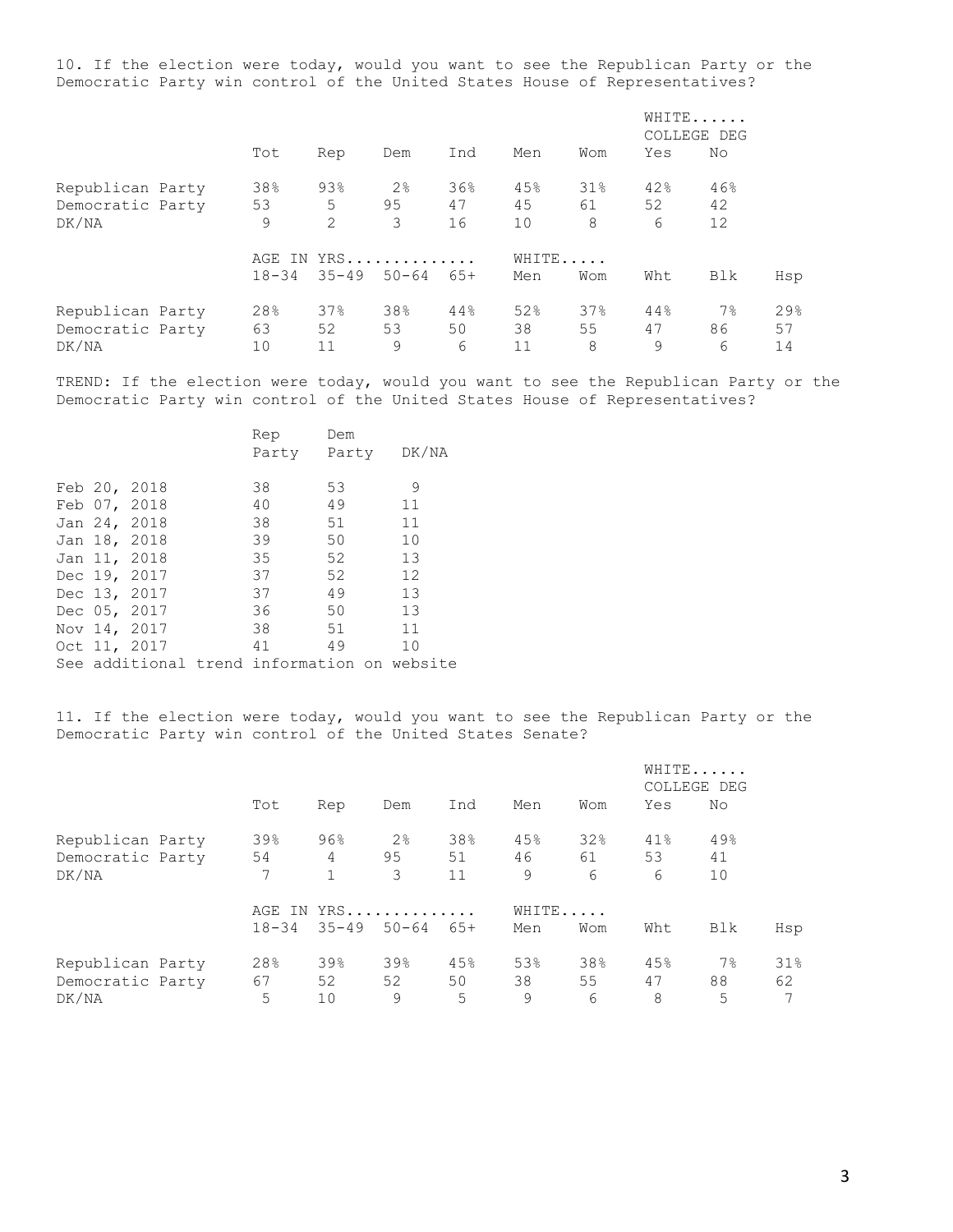10. If the election were today, would you want to see the Republican Party or the Democratic Party win control of the United States House of Representatives?

| | Tot | Rep | Dem | Ind | Men | Wom | WHITE...... COLLEGE DEG Yes | No |
|---|---|---|---|---|---|---|---|---|
| Republican Party | 38% | 93% | 2% | 36% | 45% | 31% | 42% | 46% |
| Democratic Party | 53 | 5 | 95 | 47 | 45 | 61 | 52 | 42 |
| DK/NA | 9 | 2 | 3 | 16 | 10 | 8 | 6 | 12 |

| | AGE IN YRS.............. 18-34 | 35-49 | 50-64 | 65+ | WHITE..... Men | Wom | Wht | Blk | Hsp |
|---|---|---|---|---|---|---|---|---|---|
| Republican Party | 28% | 37% | 38% | 44% | 52% | 37% | 44% | 7% | 29% |
| Democratic Party | 63 | 52 | 53 | 50 | 38 | 55 | 47 | 86 | 57 |
| DK/NA | 10 | 11 | 9 | 6 | 11 | 8 | 9 | 6 | 14 |

TREND: If the election were today, would you want to see the Republican Party or the Democratic Party win control of the United States House of Representatives?

| | Rep Party | Dem Party | DK/NA |
|---|---|---|---|
| Feb 20, 2018 | 38 | 53 | 9 |
| Feb 07, 2018 | 40 | 49 | 11 |
| Jan 24, 2018 | 38 | 51 | 11 |
| Jan 18, 2018 | 39 | 50 | 10 |
| Jan 11, 2018 | 35 | 52 | 13 |
| Dec 19, 2017 | 37 | 52 | 12 |
| Dec 13, 2017 | 37 | 49 | 13 |
| Dec 05, 2017 | 36 | 50 | 13 |
| Nov 14, 2017 | 38 | 51 | 11 |
| Oct 11, 2017 | 41 | 49 | 10 |

See additional trend information on website

11. If the election were today, would you want to see the Republican Party or the Democratic Party win control of the United States Senate?

| | Tot | Rep | Dem | Ind | Men | Wom | WHITE...... COLLEGE DEG Yes | No |
|---|---|---|---|---|---|---|---|---|
| Republican Party | 39% | 96% | 2% | 38% | 45% | 32% | 41% | 49% |
| Democratic Party | 54 | 4 | 95 | 51 | 46 | 61 | 53 | 41 |
| DK/NA | 7 | 1 | 3 | 11 | 9 | 6 | 6 | 10 |

| | AGE IN YRS.............. 18-34 | 35-49 | 50-64 | 65+ | WHITE..... Men | Wom | Wht | Blk | Hsp |
|---|---|---|---|---|---|---|---|---|---|
| Republican Party | 28% | 39% | 39% | 45% | 53% | 38% | 45% | 7% | 31% |
| Democratic Party | 67 | 52 | 52 | 50 | 38 | 55 | 47 | 88 | 62 |
| DK/NA | 5 | 10 | 9 | 5 | 9 | 6 | 8 | 5 | 7 |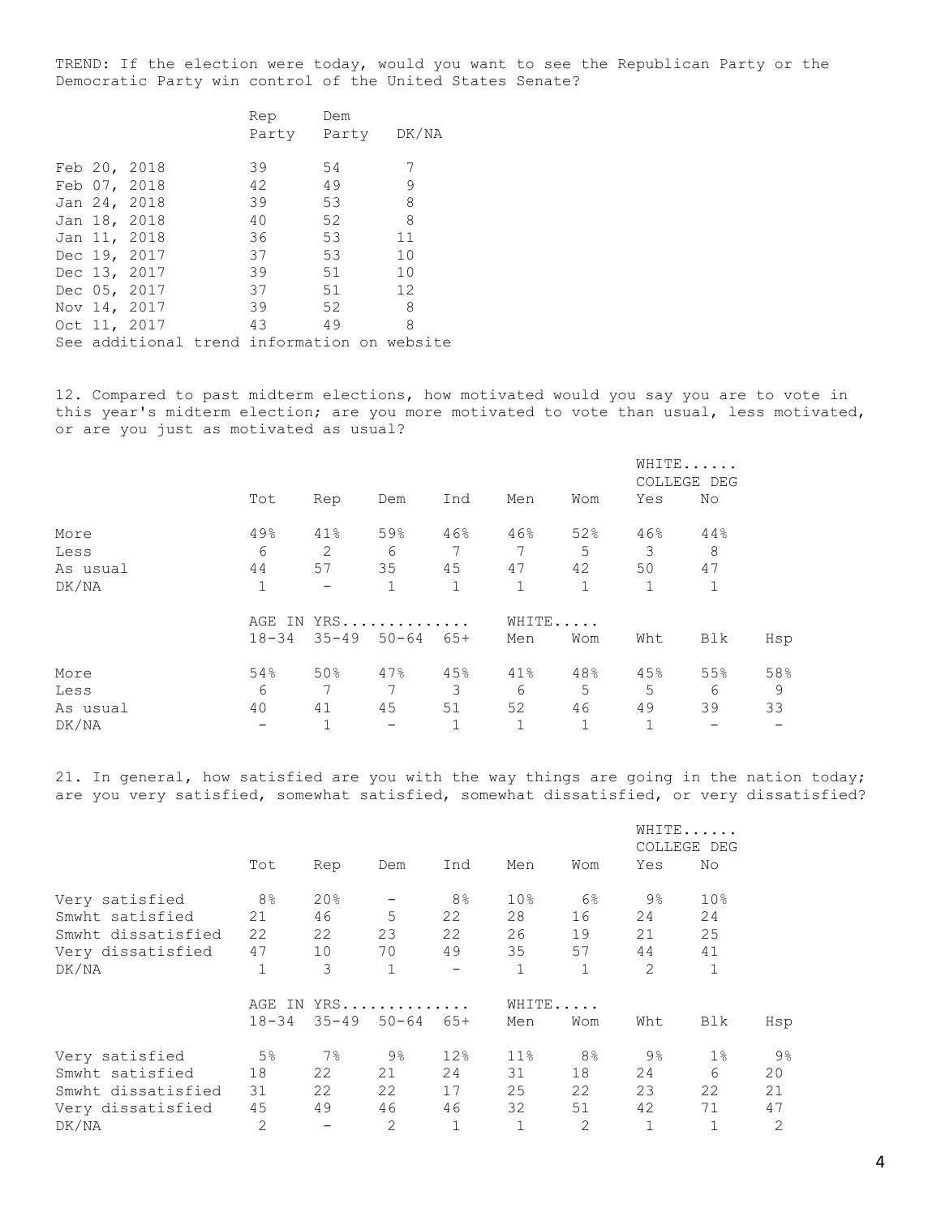TREND: If the election were today, would you want to see the Republican Party or the Democratic Party win control of the United States Senate?

| | Rep Party | Dem Party | DK/NA |
|---|---|---|---|
| Feb 20, 2018 | 39 | 54 | 7 |
| Feb 07, 2018 | 42 | 49 | 9 |
| Jan 24, 2018 | 39 | 53 | 8 |
| Jan 18, 2018 | 40 | 52 | 8 |
| Jan 11, 2018 | 36 | 53 | 11 |
| Dec 19, 2017 | 37 | 53 | 10 |
| Dec 13, 2017 | 39 | 51 | 10 |
| Dec 05, 2017 | 37 | 51 | 12 |
| Nov 14, 2017 | 39 | 52 | 8 |
| Oct 11, 2017 | 43 | 49 | 8 |

See additional trend information on website

12. Compared to past midterm elections, how motivated would you say you are to vote in this year's midterm election; are you more motivated to vote than usual, less motivated, or are you just as motivated as usual?

| | | | | | | | WHITE...... COLLEGE DEG | |
|---|---|---|---|---|---|---|---|---|
| | Tot | Rep | Dem | Ind | Men | Wom | Yes | No |
| More | 49% | 41% | 59% | 46% | 46% | 52% | 46% | 44% |
| Less | 6 | 2 | 6 | 7 | 7 | 5 | 3 | 8 |
| As usual | 44 | 57 | 35 | 45 | 47 | 42 | 50 | 47 |
| DK/NA | 1 | - | 1 | 1 | 1 | 1 | 1 | 1 |

| | AGE IN YRS.............. | | | | WHITE..... | | | | |
|---|---|---|---|---|---|---|---|---|---|
| | 18-34 | 35-49 | 50-64 | 65+ | Men | Wom | Wht | Blk | Hsp |
| More | 54% | 50% | 47% | 45% | 41% | 48% | 45% | 55% | 58% |
| Less | 6 | 7 | 7 | 3 | 6 | 5 | 5 | 6 | 9 |
| As usual | 40 | 41 | 45 | 51 | 52 | 46 | 49 | 39 | 33 |
| DK/NA | - | 1 | - | 1 | 1 | 1 | 1 | - | - |

21. In general, how satisfied are you with the way things are going in the nation today; are you very satisfied, somewhat satisfied, somewhat dissatisfied, or very dissatisfied?

| | | | | | | | WHITE...... COLLEGE DEG | |
|---|---|---|---|---|---|---|---|---|
| | Tot | Rep | Dem | Ind | Men | Wom | Yes | No |
| Very satisfied | 8% | 20% | - | 8% | 10% | 6% | 9% | 10% |
| Smwht satisfied | 21 | 46 | 5 | 22 | 28 | 16 | 24 | 24 |
| Smwht dissatisfied | 22 | 22 | 23 | 22 | 26 | 19 | 21 | 25 |
| Very dissatisfied | 47 | 10 | 70 | 49 | 35 | 57 | 44 | 41 |
| DK/NA | 1 | 3 | 1 | - | 1 | 1 | 2 | 1 |

| | AGE IN YRS.............. | | | | WHITE..... | | | | |
|---|---|---|---|---|---|---|---|---|---|
| | 18-34 | 35-49 | 50-64 | 65+ | Men | Wom | Wht | Blk | Hsp |
| Very satisfied | 5% | 7% | 9% | 12% | 11% | 8% | 9% | 1% | 9% |
| Smwht satisfied | 18 | 22 | 21 | 24 | 31 | 18 | 24 | 6 | 20 |
| Smwht dissatisfied | 31 | 22 | 22 | 17 | 25 | 22 | 23 | 22 | 21 |
| Very dissatisfied | 45 | 49 | 46 | 46 | 32 | 51 | 42 | 71 | 47 |
| DK/NA | 2 | - | 2 | 1 | 1 | 2 | 1 | 1 | 2 |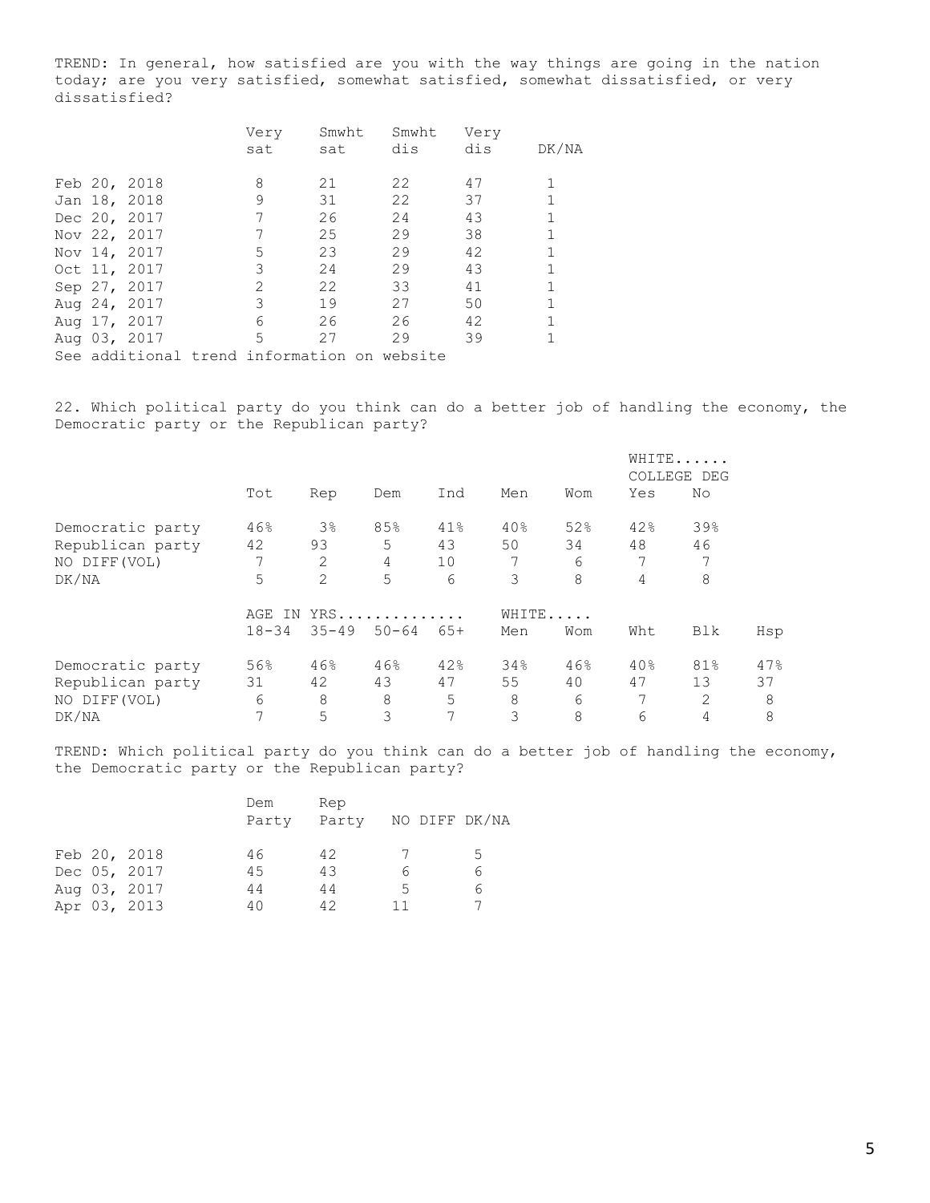TREND: In general, how satisfied are you with the way things are going in the nation today; are you very satisfied, somewhat satisfied, somewhat dissatisfied, or very dissatisfied?

| | Very sat | Smwht sat | Smwht dis | Very dis | DK/NA |
|---|---|---|---|---|---|
| Feb 20, 2018 | 8 | 21 | 22 | 47 | 1 |
| Jan 18, 2018 | 9 | 31 | 22 | 37 | 1 |
| Dec 20, 2017 | 7 | 26 | 24 | 43 | 1 |
| Nov 22, 2017 | 7 | 25 | 29 | 38 | 1 |
| Nov 14, 2017 | 5 | 23 | 29 | 42 | 1 |
| Oct 11, 2017 | 3 | 24 | 29 | 43 | 1 |
| Sep 27, 2017 | 2 | 22 | 33 | 41 | 1 |
| Aug 24, 2017 | 3 | 19 | 27 | 50 | 1 |
| Aug 17, 2017 | 6 | 26 | 26 | 42 | 1 |
| Aug 03, 2017 | 5 | 27 | 29 | 39 | 1 |

See additional trend information on website

22. Which political party do you think can do a better job of handling the economy, the Democratic party or the Republican party?

| | | | | | | | WHITE...... COLLEGE DEG | |
|---|---|---|---|---|---|---|---|---|
| | Tot | Rep | Dem | Ind | Men | Wom | Yes | No |
| Democratic party | 46% | 3% | 85% | 41% | 40% | 52% | 42% | 39% |
| Republican party | 42 | 93 | 5 | 43 | 50 | 34 | 48 | 46 |
| NO DIFF(VOL) | 7 | 2 | 4 | 10 | 7 | 6 | 7 | 7 |
| DK/NA | 5 | 2 | 5 | 6 | 3 | 8 | 4 | 8 |

| | AGE IN YRS.............. | | | | WHITE..... | | | | |
|---|---|---|---|---|---|---|---|---|---|
| | 18-34 | 35-49 | 50-64 | 65+ | Men | Wom | Wht | Blk | Hsp |
| Democratic party | 56% | 46% | 46% | 42% | 34% | 46% | 40% | 81% | 47% |
| Republican party | 31 | 42 | 43 | 47 | 55 | 40 | 47 | 13 | 37 |
| NO DIFF(VOL) | 6 | 8 | 8 | 5 | 8 | 6 | 7 | 2 | 8 |
| DK/NA | 7 | 5 | 3 | 7 | 3 | 8 | 6 | 4 | 8 |

TREND: Which political party do you think can do a better job of handling the economy, the Democratic party or the Republican party?

| | Dem Party | Rep Party | NO DIFF | DK/NA |
|---|---|---|---|---|
| Feb 20, 2018 | 46 | 42 | 7 | 5 |
| Dec 05, 2017 | 45 | 43 | 6 | 6 |
| Aug 03, 2017 | 44 | 44 | 5 | 6 |
| Apr 03, 2013 | 40 | 42 | 11 | 7 |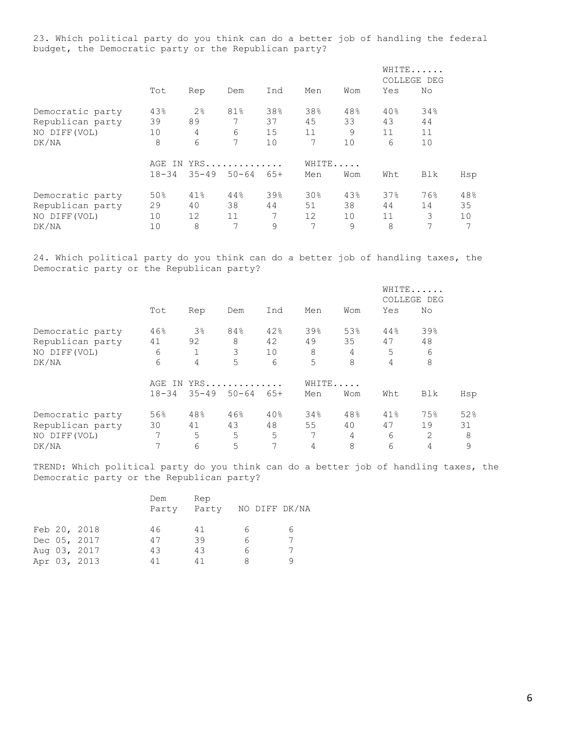23. Which political party do you think can do a better job of handling the federal budget, the Democratic party or the Republican party?

| | | | | | | | WHITE...... COLLEGE DEG | |
|---|---|---|---|---|---|---|---|---|
| | Tot | Rep | Dem | Ind | Men | Wom | Yes | No |
| Democratic party | 43% | 2% | 81% | 38% | 38% | 48% | 40% | 34% |
| Republican party | 39 | 89 | 7 | 37 | 45 | 33 | 43 | 44 |
| NO DIFF(VOL) | 10 | 4 | 6 | 15 | 11 | 9 | 11 | 11 |
| DK/NA | 8 | 6 | 7 | 10 | 7 | 10 | 6 | 10 |

| | AGE IN YRS.............. | | | | WHITE..... | | | | |
|---|---|---|---|---|---|---|---|---|---|
| | 18-34 | 35-49 | 50-64 | 65+ | Men | Wom | Wht | Blk | Hsp |
| Democratic party | 50% | 41% | 44% | 39% | 30% | 43% | 37% | 76% | 48% |
| Republican party | 29 | 40 | 38 | 44 | 51 | 38 | 44 | 14 | 35 |
| NO DIFF(VOL) | 10 | 12 | 11 | 7 | 12 | 10 | 11 | 3 | 10 |
| DK/NA | 10 | 8 | 7 | 9 | 7 | 9 | 8 | 7 | 7 |

24. Which political party do you think can do a better job of handling taxes, the Democratic party or the Republican party?

| | | | | | | | WHITE...... COLLEGE DEG | |
|---|---|---|---|---|---|---|---|---|
| | Tot | Rep | Dem | Ind | Men | Wom | Yes | No |
| Democratic party | 46% | 3% | 84% | 42% | 39% | 53% | 44% | 39% |
| Republican party | 41 | 92 | 8 | 42 | 49 | 35 | 47 | 48 |
| NO DIFF(VOL) | 6 | 1 | 3 | 10 | 8 | 4 | 5 | 6 |
| DK/NA | 6 | 4 | 5 | 6 | 5 | 8 | 4 | 8 |

| | AGE IN YRS.............. | | | | WHITE..... | | | | |
|---|---|---|---|---|---|---|---|---|---|
| | 18-34 | 35-49 | 50-64 | 65+ | Men | Wom | Wht | Blk | Hsp |
| Democratic party | 56% | 48% | 46% | 40% | 34% | 48% | 41% | 75% | 52% |
| Republican party | 30 | 41 | 43 | 48 | 55 | 40 | 47 | 19 | 31 |
| NO DIFF(VOL) | 7 | 5 | 5 | 5 | 7 | 4 | 6 | 2 | 8 |
| DK/NA | 7 | 6 | 5 | 7 | 4 | 8 | 6 | 4 | 9 |

TREND: Which political party do you think can do a better job of handling taxes, the Democratic party or the Republican party?

| | Dem Party | Rep Party | NO DIFF | DK/NA |
|---|---|---|---|---|
| Feb 20, 2018 | 46 | 41 | 6 | 6 |
| Dec 05, 2017 | 47 | 39 | 6 | 7 |
| Aug 03, 2017 | 43 | 43 | 6 | 7 |
| Apr 03, 2013 | 41 | 41 | 8 | 9 |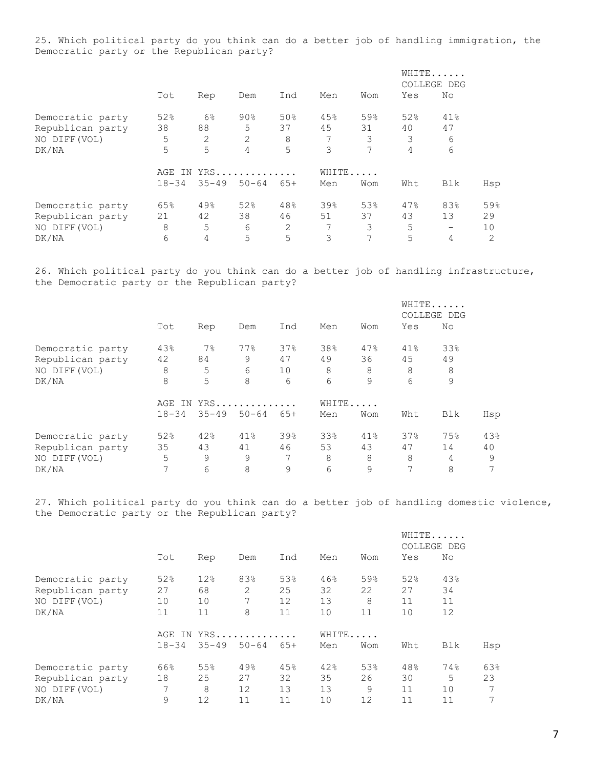25. Which political party do you think can do a better job of handling immigration, the Democratic party or the Republican party?

| | Tot | Rep | Dem | Ind | Men | Wom | WHITE...... COLLEGE DEG Yes | No |
|---|---|---|---|---|---|---|---|---|
| Democratic party | 52% | 6% | 90% | 50% | 45% | 59% | 52% | 41% |
| Republican party | 38 | 88 | 5 | 37 | 45 | 31 | 40 | 47 |
| NO DIFF(VOL) | 5 | 2 | 2 | 8 | 7 | 3 | 3 | 6 |
| DK/NA | 5 | 5 | 4 | 5 | 3 | 7 | 4 | 6 |

| | AGE IN YRS.............. 18-34 | 35-49 | 50-64 | 65+ | WHITE..... Men | Wom | Wht | Blk | Hsp |
|---|---|---|---|---|---|---|---|---|---|
| Democratic party | 65% | 49% | 52% | 48% | 39% | 53% | 47% | 83% | 59% |
| Republican party | 21 | 42 | 38 | 46 | 51 | 37 | 43 | 13 | 29 |
| NO DIFF(VOL) | 8 | 5 | 6 | 2 | 7 | 3 | 5 | - | 10 |
| DK/NA | 6 | 4 | 5 | 5 | 3 | 7 | 5 | 4 | 2 |

26. Which political party do you think can do a better job of handling infrastructure, the Democratic party or the Republican party?

| | Tot | Rep | Dem | Ind | Men | Wom | WHITE...... COLLEGE DEG Yes | No |
|---|---|---|---|---|---|---|---|---|
| Democratic party | 43% | 7% | 77% | 37% | 38% | 47% | 41% | 33% |
| Republican party | 42 | 84 | 9 | 47 | 49 | 36 | 45 | 49 |
| NO DIFF(VOL) | 8 | 5 | 6 | 10 | 8 | 8 | 8 | 8 |
| DK/NA | 8 | 5 | 8 | 6 | 6 | 9 | 6 | 9 |

| | AGE IN YRS.............. 18-34 | 35-49 | 50-64 | 65+ | WHITE..... Men | Wom | Wht | Blk | Hsp |
|---|---|---|---|---|---|---|---|---|---|
| Democratic party | 52% | 42% | 41% | 39% | 33% | 41% | 37% | 75% | 43% |
| Republican party | 35 | 43 | 41 | 46 | 53 | 43 | 47 | 14 | 40 |
| NO DIFF(VOL) | 5 | 9 | 9 | 7 | 8 | 8 | 8 | 4 | 9 |
| DK/NA | 7 | 6 | 8 | 9 | 6 | 9 | 7 | 8 | 7 |

27. Which political party do you think can do a better job of handling domestic violence, the Democratic party or the Republican party?

| | Tot | Rep | Dem | Ind | Men | Wom | WHITE...... COLLEGE DEG Yes | No |
|---|---|---|---|---|---|---|---|---|
| Democratic party | 52% | 12% | 83% | 53% | 46% | 59% | 52% | 43% |
| Republican party | 27 | 68 | 2 | 25 | 32 | 22 | 27 | 34 |
| NO DIFF(VOL) | 10 | 10 | 7 | 12 | 13 | 8 | 11 | 11 |
| DK/NA | 11 | 11 | 8 | 11 | 10 | 11 | 10 | 12 |

| | AGE IN YRS.............. 18-34 | 35-49 | 50-64 | 65+ | WHITE..... Men | Wom | Wht | Blk | Hsp |
|---|---|---|---|---|---|---|---|---|---|
| Democratic party | 66% | 55% | 49% | 45% | 42% | 53% | 48% | 74% | 63% |
| Republican party | 18 | 25 | 27 | 32 | 35 | 26 | 30 | 5 | 23 |
| NO DIFF(VOL) | 7 | 8 | 12 | 13 | 13 | 9 | 11 | 10 | 7 |
| DK/NA | 9 | 12 | 11 | 11 | 10 | 12 | 11 | 11 | 7 |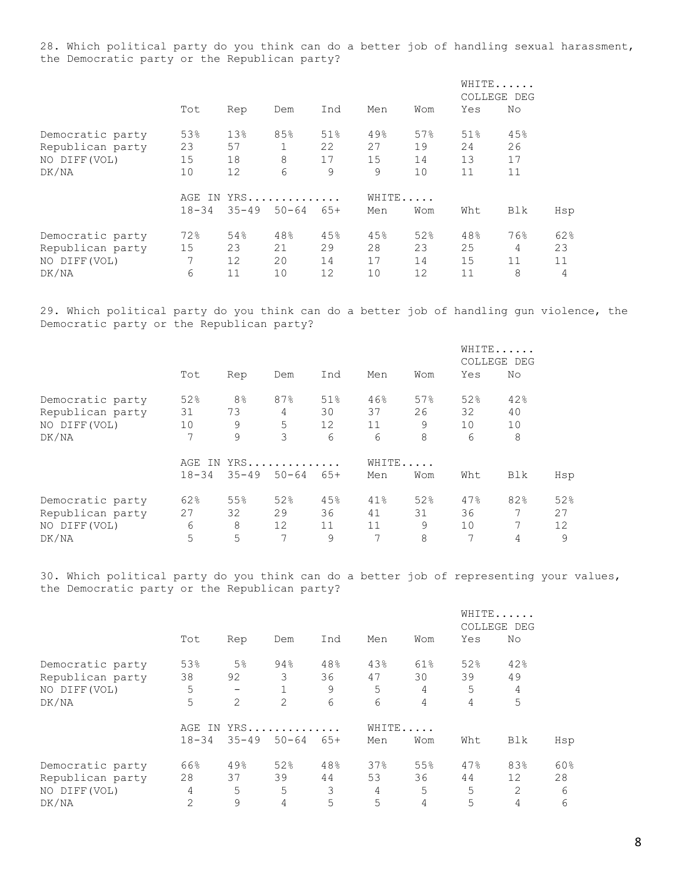28. Which political party do you think can do a better job of handling sexual harassment, the Democratic party or the Republican party?

| | | | | | | | WHITE...... COLLEGE DEG | |
|---|---|---|---|---|---|---|---|---|
| | Tot | Rep | Dem | Ind | Men | Wom | Yes | No |
| Democratic party | 53% | 13% | 85% | 51% | 49% | 57% | 51% | 45% |
| Republican party | 23 | 57 | 1 | 22 | 27 | 19 | 24 | 26 |
| NO DIFF(VOL) | 15 | 18 | 8 | 17 | 15 | 14 | 13 | 17 |
| DK/NA | 10 | 12 | 6 | 9 | 9 | 10 | 11 | 11 |

| | AGE IN YRS............. | | | | WHITE..... | | | | |
|---|---|---|---|---|---|---|---|---|---|
| | 18-34 | 35-49 | 50-64 | 65+ | Men | Wom | Wht | Blk | Hsp |
| Democratic party | 72% | 54% | 48% | 45% | 45% | 52% | 48% | 76% | 62% |
| Republican party | 15 | 23 | 21 | 29 | 28 | 23 | 25 | 4 | 23 |
| NO DIFF(VOL) | 7 | 12 | 20 | 14 | 17 | 14 | 15 | 11 | 11 |
| DK/NA | 6 | 11 | 10 | 12 | 10 | 12 | 11 | 8 | 4 |

29. Which political party do you think can do a better job of handling gun violence, the Democratic party or the Republican party?

| | | | | | | | WHITE...... COLLEGE DEG | |
|---|---|---|---|---|---|---|---|---|
| | Tot | Rep | Dem | Ind | Men | Wom | Yes | No |
| Democratic party | 52% | 8% | 87% | 51% | 46% | 57% | 52% | 42% |
| Republican party | 31 | 73 | 4 | 30 | 37 | 26 | 32 | 40 |
| NO DIFF(VOL) | 10 | 9 | 5 | 12 | 11 | 9 | 10 | 10 |
| DK/NA | 7 | 9 | 3 | 6 | 6 | 8 | 6 | 8 |

| | AGE IN YRS............. | | | | WHITE..... | | | | |
|---|---|---|---|---|---|---|---|---|---|
| | 18-34 | 35-49 | 50-64 | 65+ | Men | Wom | Wht | Blk | Hsp |
| Democratic party | 62% | 55% | 52% | 45% | 41% | 52% | 47% | 82% | 52% |
| Republican party | 27 | 32 | 29 | 36 | 41 | 31 | 36 | 7 | 27 |
| NO DIFF(VOL) | 6 | 8 | 12 | 11 | 11 | 9 | 10 | 7 | 12 |
| DK/NA | 5 | 5 | 7 | 9 | 7 | 8 | 7 | 4 | 9 |

30. Which political party do you think can do a better job of representing your values, the Democratic party or the Republican party?

| | | | | | | | WHITE...... COLLEGE DEG | |
|---|---|---|---|---|---|---|---|---|
| | Tot | Rep | Dem | Ind | Men | Wom | Yes | No |
| Democratic party | 53% | 5% | 94% | 48% | 43% | 61% | 52% | 42% |
| Republican party | 38 | 92 | 3 | 36 | 47 | 30 | 39 | 49 |
| NO DIFF(VOL) | 5 | - | 1 | 9 | 5 | 4 | 5 | 4 |
| DK/NA | 5 | 2 | 2 | 6 | 6 | 4 | 4 | 5 |

| | AGE IN YRS............. | | | | WHITE..... | | | | |
|---|---|---|---|---|---|---|---|---|---|
| | 18-34 | 35-49 | 50-64 | 65+ | Men | Wom | Wht | Blk | Hsp |
| Democratic party | 66% | 49% | 52% | 48% | 37% | 55% | 47% | 83% | 60% |
| Republican party | 28 | 37 | 39 | 44 | 53 | 36 | 44 | 12 | 28 |
| NO DIFF(VOL) | 4 | 5 | 5 | 3 | 4 | 5 | 5 | 2 | 6 |
| DK/NA | 2 | 9 | 4 | 5 | 5 | 4 | 5 | 4 | 6 |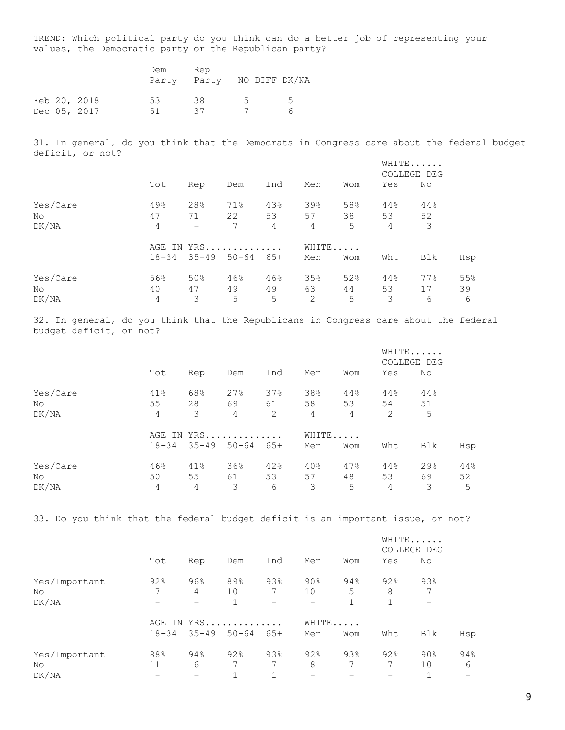TREND: Which political party do you think can do a better job of representing your values, the Democratic party or the Republican party?

| | Dem Party | Rep Party | NO DIFF | DK/NA |
|---|---|---|---|---|
| Feb 20, 2018 | 53 | 38 | 5 | 5 |
| Dec 05, 2017 | 51 | 37 | 7 | 6 |

31. In general, do you think that the Democrats in Congress care about the federal budget deficit, or not?

| | | | | | | | WHITE...... COLLEGE DEG | |
|---|---|---|---|---|---|---|---|---|
| | Tot | Rep | Dem | Ind | Men | Wom | Yes | No |
| Yes/Care | 49% | 28% | 71% | 43% | 39% | 58% | 44% | 44% |
| No | 47 | 71 | 22 | 53 | 57 | 38 | 53 | 52 |
| DK/NA | 4 | - | 7 | 4 | 4 | 5 | 4 | 3 |

| | AGE IN YRS.............. | | | | WHITE..... | | | | |
|---|---|---|---|---|---|---|---|---|---|
| | 18-34 | 35-49 | 50-64 | 65+ | Men | Wom | Wht | Blk | Hsp |
| Yes/Care | 56% | 50% | 46% | 46% | 35% | 52% | 44% | 77% | 55% |
| No | 40 | 47 | 49 | 49 | 63 | 44 | 53 | 17 | 39 |
| DK/NA | 4 | 3 | 5 | 5 | 2 | 5 | 3 | 6 | 6 |

32. In general, do you think that the Republicans in Congress care about the federal budget deficit, or not?

| | | | | | | | WHITE...... COLLEGE DEG | |
|---|---|---|---|---|---|---|---|---|
| | Tot | Rep | Dem | Ind | Men | Wom | Yes | No |
| Yes/Care | 41% | 68% | 27% | 37% | 38% | 44% | 44% | 44% |
| No | 55 | 28 | 69 | 61 | 58 | 53 | 54 | 51 |
| DK/NA | 4 | 3 | 4 | 2 | 4 | 4 | 2 | 5 |

| | AGE IN YRS.............. | | | | WHITE..... | | | | |
|---|---|---|---|---|---|---|---|---|---|
| | 18-34 | 35-49 | 50-64 | 65+ | Men | Wom | Wht | Blk | Hsp |
| Yes/Care | 46% | 41% | 36% | 42% | 40% | 47% | 44% | 29% | 44% |
| No | 50 | 55 | 61 | 53 | 57 | 48 | 53 | 69 | 52 |
| DK/NA | 4 | 4 | 3 | 6 | 3 | 5 | 4 | 3 | 5 |

33. Do you think that the federal budget deficit is an important issue, or not?

| | | | | | | | WHITE...... COLLEGE DEG | |
|---|---|---|---|---|---|---|---|---|
| | Tot | Rep | Dem | Ind | Men | Wom | Yes | No |
| Yes/Important | 92% | 96% | 89% | 93% | 90% | 94% | 92% | 93% |
| No | 7 | 4 | 10 | 7 | 10 | 5 | 8 | 7 |
| DK/NA | - | - | 1 | - | - | 1 | 1 | - |

| | AGE IN YRS.............. | | | | WHITE..... | | | | |
|---|---|---|---|---|---|---|---|---|---|
| | 18-34 | 35-49 | 50-64 | 65+ | Men | Wom | Wht | Blk | Hsp |
| Yes/Important | 88% | 94% | 92% | 93% | 92% | 93% | 92% | 90% | 94% |
| No | 11 | 6 | 7 | 7 | 8 | 7 | 7 | 10 | 6 |
| DK/NA | - | - | 1 | 1 | - | - | - | 1 | - |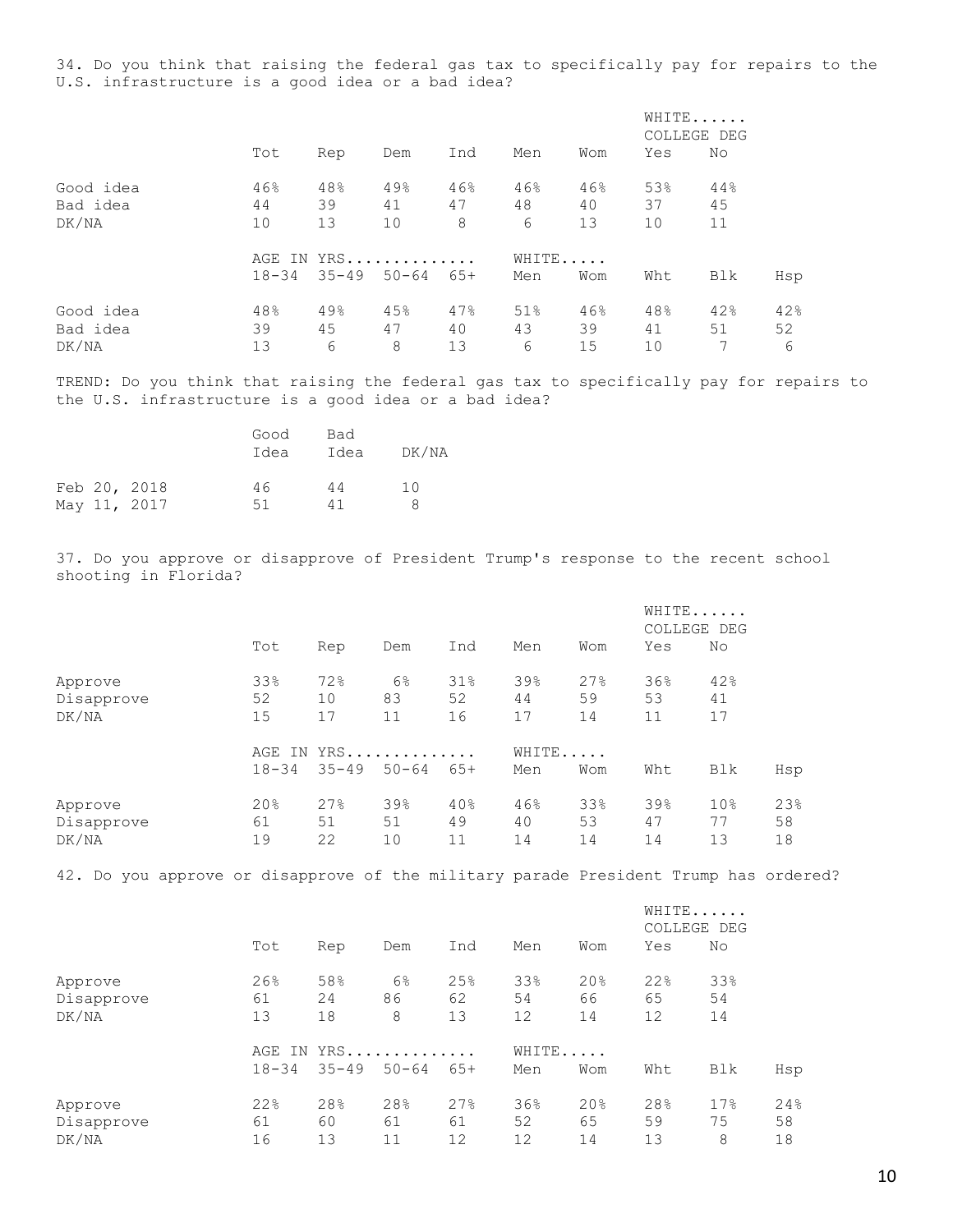34. Do you think that raising the federal gas tax to specifically pay for repairs to the U.S. infrastructure is a good idea or a bad idea?

| | | | | | | | WHITE...... COLLEGE DEG | |
|---|---|---|---|---|---|---|---|---|
| | Tot | Rep | Dem | Ind | Men | Wom | Yes | No |
| Good idea | 46% | 48% | 49% | 46% | 46% | 46% | 53% | 44% |
| Bad idea | 44 | 39 | 41 | 47 | 48 | 40 | 37 | 45 |
| DK/NA | 10 | 13 | 10 | 8 | 6 | 13 | 10 | 11 |

| | AGE IN YRS.............. | | | | WHITE..... | | | | |
|---|---|---|---|---|---|---|---|---|---|
| | 18-34 | 35-49 | 50-64 | 65+ | Men | Wom | Wht | Blk | Hsp |
| Good idea | 48% | 49% | 45% | 47% | 51% | 46% | 48% | 42% | 42% |
| Bad idea | 39 | 45 | 47 | 40 | 43 | 39 | 41 | 51 | 52 |
| DK/NA | 13 | 6 | 8 | 13 | 6 | 15 | 10 | 7 | 6 |

TREND: Do you think that raising the federal gas tax to specifically pay for repairs to the U.S. infrastructure is a good idea or a bad idea?

| | Good Idea | Bad Idea | DK/NA |
|---|---|---|---|
| Feb 20, 2018 | 46 | 44 | 10 |
| May 11, 2017 | 51 | 41 | 8 |

37. Do you approve or disapprove of President Trump's response to the recent school shooting in Florida?

| | | | | | | | WHITE...... COLLEGE DEG | |
|---|---|---|---|---|---|---|---|---|
| | Tot | Rep | Dem | Ind | Men | Wom | Yes | No |
| Approve | 33% | 72% | 6% | 31% | 39% | 27% | 36% | 42% |
| Disapprove | 52 | 10 | 83 | 52 | 44 | 59 | 53 | 41 |
| DK/NA | 15 | 17 | 11 | 16 | 17 | 14 | 11 | 17 |

| | AGE IN YRS.............. | | | | WHITE..... | | | | |
|---|---|---|---|---|---|---|---|---|---|
| | 18-34 | 35-49 | 50-64 | 65+ | Men | Wom | Wht | Blk | Hsp |
| Approve | 20% | 27% | 39% | 40% | 46% | 33% | 39% | 10% | 23% |
| Disapprove | 61 | 51 | 51 | 49 | 40 | 53 | 47 | 77 | 58 |
| DK/NA | 19 | 22 | 10 | 11 | 14 | 14 | 14 | 13 | 18 |

42. Do you approve or disapprove of the military parade President Trump has ordered?

| | | | | | | | WHITE...... COLLEGE DEG | |
|---|---|---|---|---|---|---|---|---|
| | Tot | Rep | Dem | Ind | Men | Wom | Yes | No |
| Approve | 26% | 58% | 6% | 25% | 33% | 20% | 22% | 33% |
| Disapprove | 61 | 24 | 86 | 62 | 54 | 66 | 65 | 54 |
| DK/NA | 13 | 18 | 8 | 13 | 12 | 14 | 12 | 14 |

| | AGE IN YRS.............. | | | | WHITE..... | | | | |
|---|---|---|---|---|---|---|---|---|---|
| | 18-34 | 35-49 | 50-64 | 65+ | Men | Wom | Wht | Blk | Hsp |
| Approve | 22% | 28% | 28% | 27% | 36% | 20% | 28% | 17% | 24% |
| Disapprove | 61 | 60 | 61 | 61 | 52 | 65 | 59 | 75 | 58 |
| DK/NA | 16 | 13 | 11 | 12 | 12 | 14 | 13 | 8 | 18 |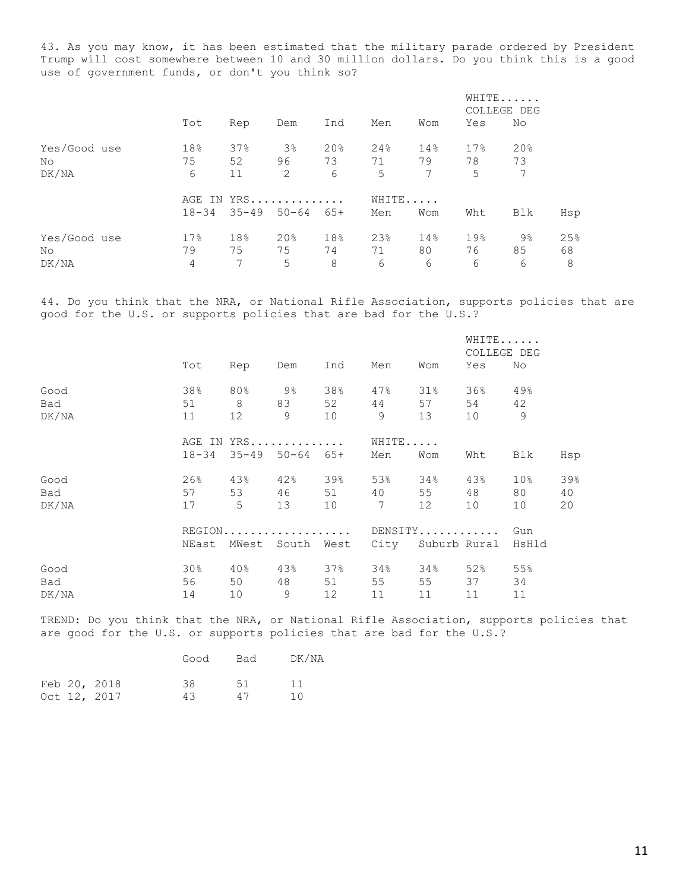43. As you may know, it has been estimated that the military parade ordered by President Trump will cost somewhere between 10 and 30 million dollars. Do you think this is a good use of government funds, or don't you think so?

| | | | | | | | WHITE...... | |
|---|---|---|---|---|---|---|---|---|
| | | | | | | | COLLEGE DEG | |
| | Tot | Rep | Dem | Ind | Men | Wom | Yes | No |
| Yes/Good use | 18% | 37% | 3% | 20% | 24% | 14% | 17% | 20% |
| No | 75 | 52 | 96 | 73 | 71 | 79 | 78 | 73 |
| DK/NA | 6 | 11 | 2 | 6 | 5 | 7 | 5 | 7 |

| | AGE IN YRS............. | | | | WHITE..... | | | | |
|---|---|---|---|---|---|---|---|---|---|
| | 18-34 | 35-49 | 50-64 | 65+ | Men | Wom | Wht | Blk | Hsp |
| Yes/Good use | 17% | 18% | 20% | 18% | 23% | 14% | 19% | 9% | 25% |
| No | 79 | 75 | 75 | 74 | 71 | 80 | 76 | 85 | 68 |
| DK/NA | 4 | 7 | 5 | 8 | 6 | 6 | 6 | 6 | 8 |

44. Do you think that the NRA, or National Rifle Association, supports policies that are good for the U.S. or supports policies that are bad for the U.S.?

| | | | | | | | WHITE...... | |
|---|---|---|---|---|---|---|---|---|
| | | | | | | | COLLEGE DEG | |
| | Tot | Rep | Dem | Ind | Men | Wom | Yes | No |
| Good | 38% | 80% | 9% | 38% | 47% | 31% | 36% | 49% |
| Bad | 51 | 8 | 83 | 52 | 44 | 57 | 54 | 42 |
| DK/NA | 11 | 12 | 9 | 10 | 9 | 13 | 10 | 9 |

| | AGE IN YRS............. | | | | WHITE..... | | | | |
|---|---|---|---|---|---|---|---|---|---|
| | 18-34 | 35-49 | 50-64 | 65+ | Men | Wom | Wht | Blk | Hsp |
| Good | 26% | 43% | 42% | 39% | 53% | 34% | 43% | 10% | 39% |
| Bad | 57 | 53 | 46 | 51 | 40 | 55 | 48 | 80 | 40 |
| DK/NA | 17 | 5 | 13 | 10 | 7 | 12 | 10 | 10 | 20 |

| | REGION.................. | | | | DENSITY........... | | | Gun |
|---|---|---|---|---|---|---|---|---|
| | NEast | MWest | South | West | City | Suburb | Rural | HsHld |
| Good | 30% | 40% | 43% | 37% | 34% | 34% | 52% | 55% |
| Bad | 56 | 50 | 48 | 51 | 55 | 55 | 37 | 34 |
| DK/NA | 14 | 10 | 9 | 12 | 11 | 11 | 11 | 11 |

TREND: Do you think that the NRA, or National Rifle Association, supports policies that are good for the U.S. or supports policies that are bad for the U.S.?

| | Good | Bad | DK/NA |
|---|---|---|---|
| Feb 20, 2018 | 38 | 51 | 11 |
| Oct 12, 2017 | 43 | 47 | 10 |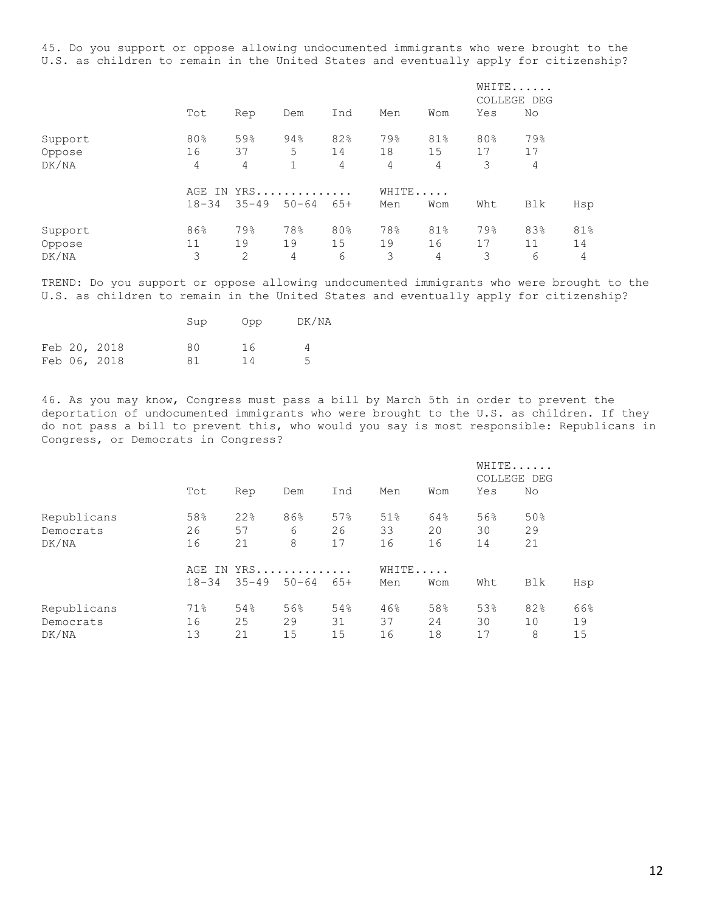45. Do you support or oppose allowing undocumented immigrants who were brought to the U.S. as children to remain in the United States and eventually apply for citizenship?

| | | | | | | | WHITE...... COLLEGE DEG | |
|---|---|---|---|---|---|---|---|---|
| | Tot | Rep | Dem | Ind | Men | Wom | Yes | No |
| Support | 80% | 59% | 94% | 82% | 79% | 81% | 80% | 79% |
| Oppose | 16 | 37 | 5 | 14 | 18 | 15 | 17 | 17 |
| DK/NA | 4 | 4 | 1 | 4 | 4 | 4 | 3 | 4 |

| | AGE IN YRS............. | | | | WHITE..... | | | | |
|---|---|---|---|---|---|---|---|---|---|
| | 18-34 | 35-49 | 50-64 | 65+ | Men | Wom | Wht | Blk | Hsp |
| Support | 86% | 79% | 78% | 80% | 78% | 81% | 79% | 83% | 81% |
| Oppose | 11 | 19 | 19 | 15 | 19 | 16 | 17 | 11 | 14 |
| DK/NA | 3 | 2 | 4 | 6 | 3 | 4 | 3 | 6 | 4 |

TREND: Do you support or oppose allowing undocumented immigrants who were brought to the U.S. as children to remain in the United States and eventually apply for citizenship?

| | Sup | Opp | DK/NA |
|---|---|---|---|
| Feb 20, 2018 | 80 | 16 | 4 |
| Feb 06, 2018 | 81 | 14 | 5 |

46. As you may know, Congress must pass a bill by March 5th in order to prevent the deportation of undocumented immigrants who were brought to the U.S. as children. If they do not pass a bill to prevent this, who would you say is most responsible: Republicans in Congress, or Democrats in Congress?

| | | | | | | | WHITE...... COLLEGE DEG | |
|---|---|---|---|---|---|---|---|---|
| | Tot | Rep | Dem | Ind | Men | Wom | Yes | No |
| Republicans | 58% | 22% | 86% | 57% | 51% | 64% | 56% | 50% |
| Democrats | 26 | 57 | 6 | 26 | 33 | 20 | 30 | 29 |
| DK/NA | 16 | 21 | 8 | 17 | 16 | 16 | 14 | 21 |

| | AGE IN YRS............. | | | | WHITE..... | | | | |
|---|---|---|---|---|---|---|---|---|---|
| | 18-34 | 35-49 | 50-64 | 65+ | Men | Wom | Wht | Blk | Hsp |
| Republicans | 71% | 54% | 56% | 54% | 46% | 58% | 53% | 82% | 66% |
| Democrats | 16 | 25 | 29 | 31 | 37 | 24 | 30 | 10 | 19 |
| DK/NA | 13 | 21 | 15 | 15 | 16 | 18 | 17 | 8 | 15 |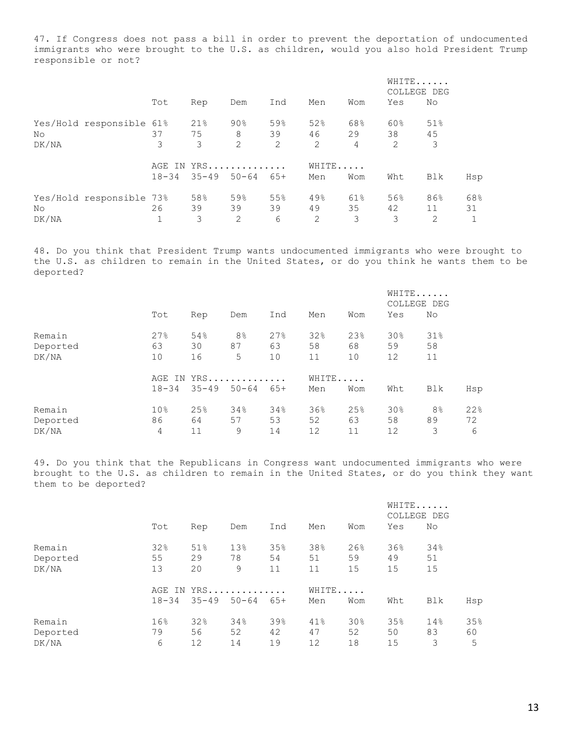47. If Congress does not pass a bill in order to prevent the deportation of undocumented immigrants who were brought to the U.S. as children, would you also hold President Trump responsible or not?

| | Tot | Rep | Dem | Ind | Men | Wom | WHITE...... COLLEGE DEG Yes | No |
|---|---|---|---|---|---|---|---|---|
| Yes/Hold responsible | 61% | 21% | 90% | 59% | 52% | 68% | 60% | 51% |
| No | 37 | 75 | 8 | 39 | 46 | 29 | 38 | 45 |
| DK/NA | 3 | 3 | 2 | 2 | 2 | 4 | 2 | 3 |

| | AGE IN YRS.............. 18-34 | 35-49 | 50-64 | 65+ | WHITE..... Men | Wom | Wht | Blk | Hsp |
|---|---|---|---|---|---|---|---|---|---|
| Yes/Hold responsible | 73% | 58% | 59% | 55% | 49% | 61% | 56% | 86% | 68% |
| No | 26 | 39 | 39 | 39 | 49 | 35 | 42 | 11 | 31 |
| DK/NA | 1 | 3 | 2 | 6 | 2 | 3 | 3 | 2 | 1 |

48. Do you think that President Trump wants undocumented immigrants who were brought to the U.S. as children to remain in the United States, or do you think he wants them to be deported?

| | Tot | Rep | Dem | Ind | Men | Wom | WHITE...... COLLEGE DEG Yes | No |
|---|---|---|---|---|---|---|---|---|
| Remain | 27% | 54% | 8% | 27% | 32% | 23% | 30% | 31% |
| Deported | 63 | 30 | 87 | 63 | 58 | 68 | 59 | 58 |
| DK/NA | 10 | 16 | 5 | 10 | 11 | 10 | 12 | 11 |

| | AGE IN YRS.............. 18-34 | 35-49 | 50-64 | 65+ | WHITE..... Men | Wom | Wht | Blk | Hsp |
|---|---|---|---|---|---|---|---|---|---|
| Remain | 10% | 25% | 34% | 34% | 36% | 25% | 30% | 8% | 22% |
| Deported | 86 | 64 | 57 | 53 | 52 | 63 | 58 | 89 | 72 |
| DK/NA | 4 | 11 | 9 | 14 | 12 | 11 | 12 | 3 | 6 |

49. Do you think that the Republicans in Congress want undocumented immigrants who were brought to the U.S. as children to remain in the United States, or do you think they want them to be deported?

| | Tot | Rep | Dem | Ind | Men | Wom | WHITE...... COLLEGE DEG Yes | No |
|---|---|---|---|---|---|---|---|---|
| Remain | 32% | 51% | 13% | 35% | 38% | 26% | 36% | 34% |
| Deported | 55 | 29 | 78 | 54 | 51 | 59 | 49 | 51 |
| DK/NA | 13 | 20 | 9 | 11 | 11 | 15 | 15 | 15 |

| | AGE IN YRS.............. 18-34 | 35-49 | 50-64 | 65+ | WHITE..... Men | Wom | Wht | Blk | Hsp |
|---|---|---|---|---|---|---|---|---|---|
| Remain | 16% | 32% | 34% | 39% | 41% | 30% | 35% | 14% | 35% |
| Deported | 79 | 56 | 52 | 42 | 47 | 52 | 50 | 83 | 60 |
| DK/NA | 6 | 12 | 14 | 19 | 12 | 18 | 15 | 3 | 5 |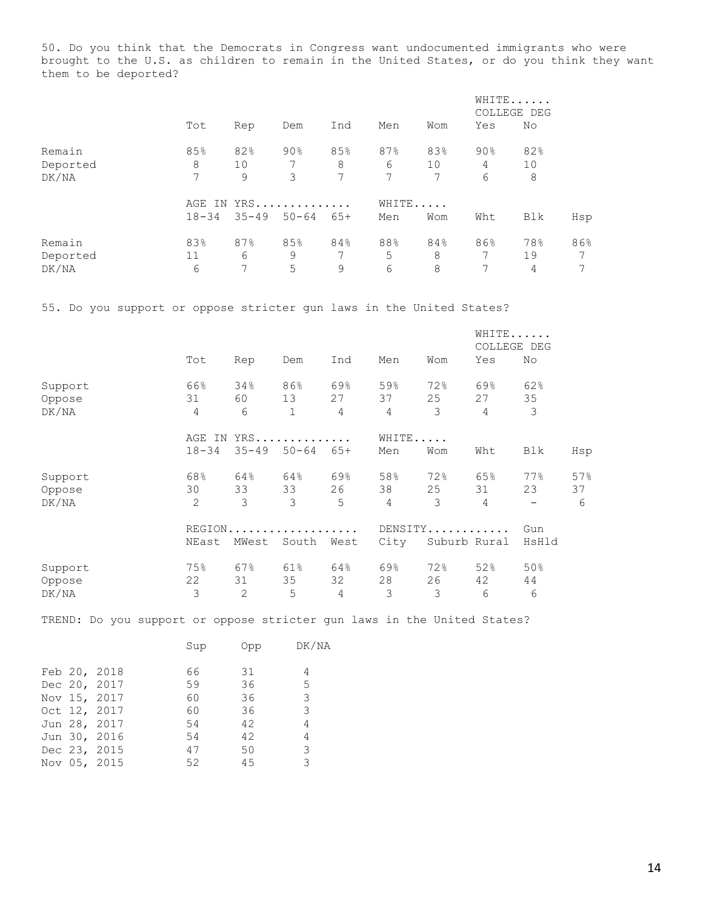50. Do you think that the Democrats in Congress want undocumented immigrants who were brought to the U.S. as children to remain in the United States, or do you think they want them to be deported?

| | Tot | Rep | Dem | Ind | Men | Wom | WHITE...... COLLEGE DEG Yes | No |
|---|---|---|---|---|---|---|---|---|
| Remain | 85% | 82% | 90% | 85% | 87% | 83% | 90% | 82% |
| Deported | 8 | 10 | 7 | 8 | 6 | 10 | 4 | 10 |
| DK/NA | 7 | 9 | 3 | 7 | 7 | 7 | 6 | 8 |

| | AGE IN YRS.............. 18-34 | 35-49 | 50-64 | 65+ | WHITE..... Men | Wom | Wht | Blk | Hsp |
|---|---|---|---|---|---|---|---|---|---|
| Remain | 83% | 87% | 85% | 84% | 88% | 84% | 86% | 78% | 86% |
| Deported | 11 | 6 | 9 | 7 | 5 | 8 | 7 | 19 | 7 |
| DK/NA | 6 | 7 | 5 | 9 | 6 | 8 | 7 | 4 | 7 |

55. Do you support or oppose stricter gun laws in the United States?

| | Tot | Rep | Dem | Ind | Men | Wom | WHITE...... COLLEGE DEG Yes | No |
|---|---|---|---|---|---|---|---|---|
| Support | 66% | 34% | 86% | 69% | 59% | 72% | 69% | 62% |
| Oppose | 31 | 60 | 13 | 27 | 37 | 25 | 27 | 35 |
| DK/NA | 4 | 6 | 1 | 4 | 4 | 3 | 4 | 3 |

| | AGE IN YRS.............. 18-34 | 35-49 | 50-64 | 65+ | WHITE..... Men | Wom | Wht | Blk | Hsp |
|---|---|---|---|---|---|---|---|---|---|
| Support | 68% | 64% | 64% | 69% | 58% | 72% | 65% | 77% | 57% |
| Oppose | 30 | 33 | 33 | 26 | 38 | 25 | 31 | 23 | 37 |
| DK/NA | 2 | 3 | 3 | 5 | 4 | 3 | 4 | - | 6 |

| | REGION................... NEast | MWest | South | West | DENSITY............ City | Suburb | Rural | Gun HsHld |
|---|---|---|---|---|---|---|---|---|
| Support | 75% | 67% | 61% | 64% | 69% | 72% | 52% | 50% |
| Oppose | 22 | 31 | 35 | 32 | 28 | 26 | 42 | 44 |
| DK/NA | 3 | 2 | 5 | 4 | 3 | 3 | 6 | 6 |

TREND: Do you support or oppose stricter gun laws in the United States?

| | Sup | Opp | DK/NA |
|---|---|---|---|
| Feb 20, 2018 | 66 | 31 | 4 |
| Dec 20, 2017 | 59 | 36 | 5 |
| Nov 15, 2017 | 60 | 36 | 3 |
| Oct 12, 2017 | 60 | 36 | 3 |
| Jun 28, 2017 | 54 | 42 | 4 |
| Jun 30, 2016 | 54 | 42 | 4 |
| Dec 23, 2015 | 47 | 50 | 3 |
| Nov 05, 2015 | 52 | 45 | 3 |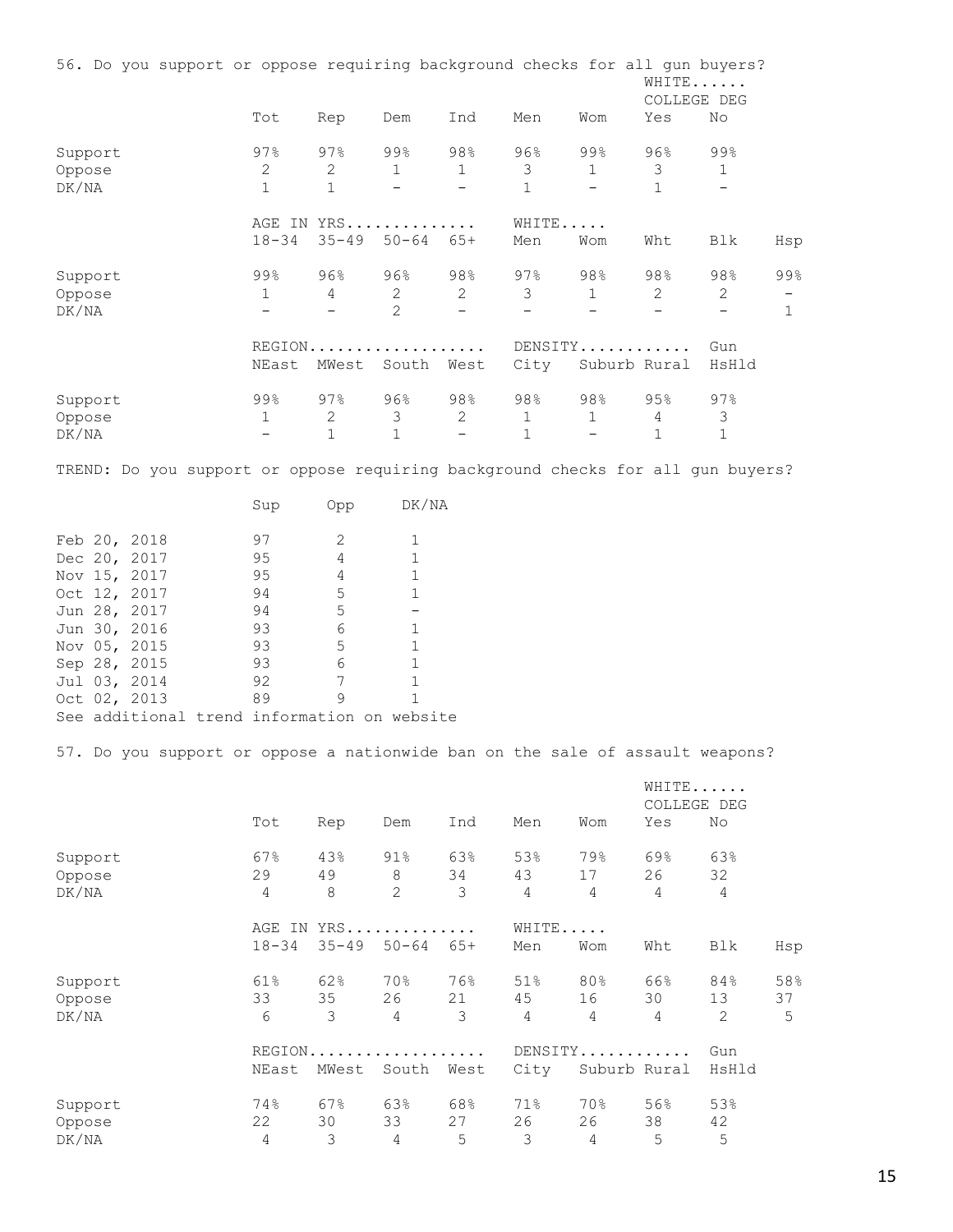56. Do you support or oppose requiring background checks for all gun buyers?

| | Tot | Rep | Dem | Ind | Men | Wom | WHITE...... COLLEGE DEG Yes | No |
|---|---|---|---|---|---|---|---|---|
| Support | 97% | 97% | 99% | 98% | 96% | 99% | 96% | 99% |
| Oppose | 2 | 2 | 1 | 1 | 3 | 1 | 3 | 1 |
| DK/NA | 1 | 1 | - | - | 1 | - | 1 | - |

| | AGE IN YRS.............. 18-34 | 35-49 | 50-64 | 65+ | WHITE..... Men | Wom | Wht | Blk | Hsp |
|---|---|---|---|---|---|---|---|---|---|
| Support | 99% | 96% | 96% | 98% | 97% | 98% | 98% | 98% | 99% |
| Oppose | 1 | 4 | 2 | 2 | 3 | 1 | 2 | 2 | - |
| DK/NA | - | - | 2 | - | - | - | - | - | 1 |

| | REGION................... NEast | MWest | South | West | DENSITY............ City | Suburb | Rural | Gun HsHld |
|---|---|---|---|---|---|---|---|---|
| Support | 99% | 97% | 96% | 98% | 98% | 98% | 95% | 97% |
| Oppose | 1 | 2 | 3 | 2 | 1 | 1 | 4 | 3 |
| DK/NA | - | 1 | 1 | - | 1 | - | 1 | 1 |

TREND: Do you support or oppose requiring background checks for all gun buyers?

| | Sup | Opp | DK/NA |
|---|---|---|---|
| Feb 20, 2018 | 97 | 2 | 1 |
| Dec 20, 2017 | 95 | 4 | 1 |
| Nov 15, 2017 | 95 | 4 | 1 |
| Oct 12, 2017 | 94 | 5 | 1 |
| Jun 28, 2017 | 94 | 5 | - |
| Jun 30, 2016 | 93 | 6 | 1 |
| Nov 05, 2015 | 93 | 5 | 1 |
| Sep 28, 2015 | 93 | 6 | 1 |
| Jul 03, 2014 | 92 | 7 | 1 |
| Oct 02, 2013 | 89 | 9 | 1 |

See additional trend information on website

57. Do you support or oppose a nationwide ban on the sale of assault weapons?

| | Tot | Rep | Dem | Ind | Men | Wom | WHITE...... COLLEGE DEG Yes | No |
|---|---|---|---|---|---|---|---|---|
| Support | 67% | 43% | 91% | 63% | 53% | 79% | 69% | 63% |
| Oppose | 29 | 49 | 8 | 34 | 43 | 17 | 26 | 32 |
| DK/NA | 4 | 8 | 2 | 3 | 4 | 4 | 4 | 4 |

| | AGE IN YRS.............. 18-34 | 35-49 | 50-64 | 65+ | WHITE..... Men | Wom | Wht | Blk | Hsp |
|---|---|---|---|---|---|---|---|---|---|
| Support | 61% | 62% | 70% | 76% | 51% | 80% | 66% | 84% | 58% |
| Oppose | 33 | 35 | 26 | 21 | 45 | 16 | 30 | 13 | 37 |
| DK/NA | 6 | 3 | 4 | 3 | 4 | 4 | 4 | 2 | 5 |

| | REGION................... NEast | MWest | South | West | DENSITY............ City | Suburb | Rural | Gun HsHld |
|---|---|---|---|---|---|---|---|---|
| Support | 74% | 67% | 63% | 68% | 71% | 70% | 56% | 53% |
| Oppose | 22 | 30 | 33 | 27 | 26 | 26 | 38 | 42 |
| DK/NA | 4 | 3 | 4 | 5 | 3 | 4 | 5 | 5 |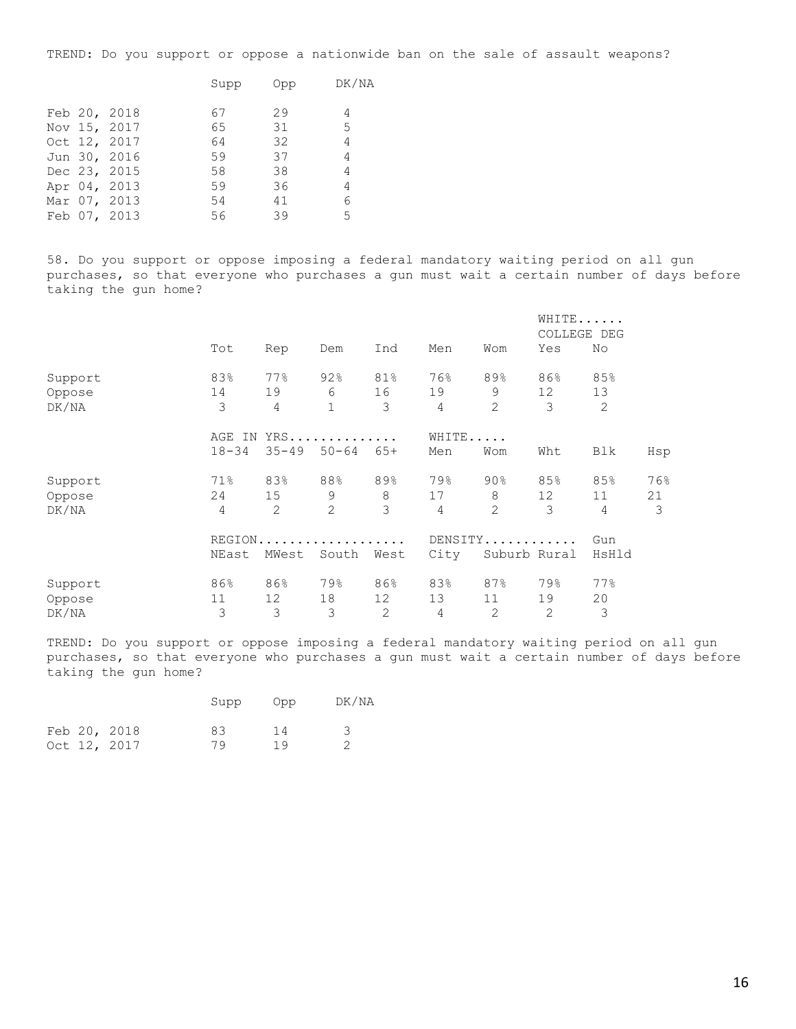TREND: Do you support or oppose a nationwide ban on the sale of assault weapons?

| | Supp | Opp | DK/NA |
|---|---|---|---|
| Feb 20, 2018 | 67 | 29 | 4 |
| Nov 15, 2017 | 65 | 31 | 5 |
| Oct 12, 2017 | 64 | 32 | 4 |
| Jun 30, 2016 | 59 | 37 | 4 |
| Dec 23, 2015 | 58 | 38 | 4 |
| Apr 04, 2013 | 59 | 36 | 4 |
| Mar 07, 2013 | 54 | 41 | 6 |
| Feb 07, 2013 | 56 | 39 | 5 |

58. Do you support or oppose imposing a federal mandatory waiting period on all gun purchases, so that everyone who purchases a gun must wait a certain number of days before taking the gun home?

| | | | | | | | WHITE...... COLLEGE DEG | |
|---|---|---|---|---|---|---|---|---|
| | Tot | Rep | Dem | Ind | Men | Wom | Yes | No |
| Support | 83% | 77% | 92% | 81% | 76% | 89% | 86% | 85% |
| Oppose | 14 | 19 | 6 | 16 | 19 | 9 | 12 | 13 |
| DK/NA | 3 | 4 | 1 | 3 | 4 | 2 | 3 | 2 |

| | AGE IN YRS.............. | | | | WHITE..... | | | | |
|---|---|---|---|---|---|---|---|---|---|
| | 18-34 | 35-49 | 50-64 | 65+ | Men | Wom | Wht | Blk | Hsp |
| Support | 71% | 83% | 88% | 89% | 79% | 90% | 85% | 85% | 76% |
| Oppose | 24 | 15 | 9 | 8 | 17 | 8 | 12 | 11 | 21 |
| DK/NA | 4 | 2 | 2 | 3 | 4 | 2 | 3 | 4 | 3 |

| | REGION.................. | | | | DENSITY........... | | | Gun |
|---|---|---|---|---|---|---|---|---|
| | NEast | MWest | South | West | City | Suburb | Rural | HsHld |
| Support | 86% | 86% | 79% | 86% | 83% | 87% | 79% | 77% |
| Oppose | 11 | 12 | 18 | 12 | 13 | 11 | 19 | 20 |
| DK/NA | 3 | 3 | 3 | 2 | 4 | 2 | 2 | 3 |

TREND: Do you support or oppose imposing a federal mandatory waiting period on all gun purchases, so that everyone who purchases a gun must wait a certain number of days before taking the gun home?

| | Supp | Opp | DK/NA |
|---|---|---|---|
| Feb 20, 2018 | 83 | 14 | 3 |
| Oct 12, 2017 | 79 | 19 | 2 |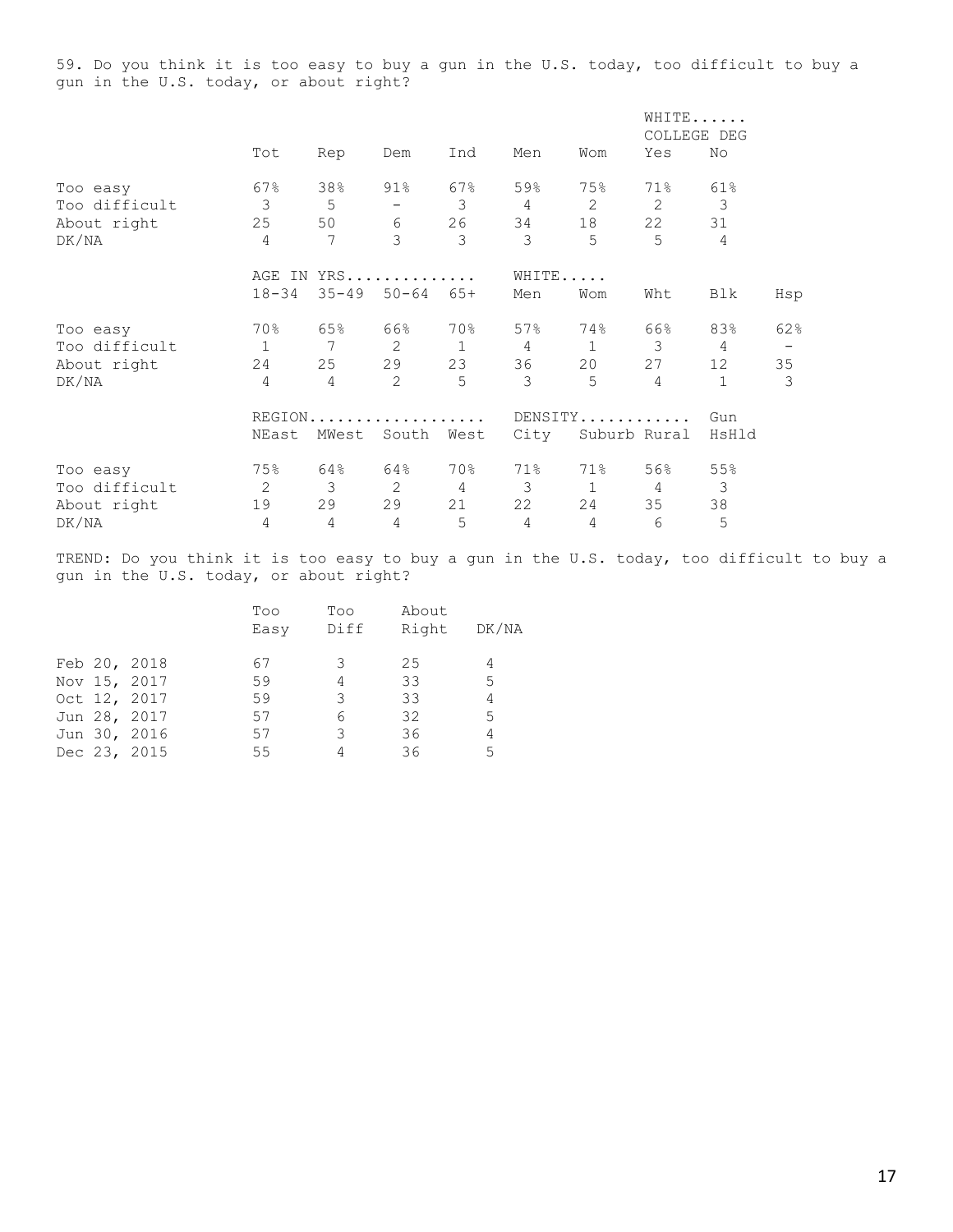59. Do you think it is too easy to buy a gun in the U.S. today, too difficult to buy a gun in the U.S. today, or about right?

| | | | | | | | WHITE...... COLLEGE DEG | |
|---|---|---|---|---|---|---|---|---|
| | Tot | Rep | Dem | Ind | Men | Wom | Yes | No |
| Too easy | 67% | 38% | 91% | 67% | 59% | 75% | 71% | 61% |
| Too difficult | 3 | 5 | - | 3 | 4 | 2 | 2 | 3 |
| About right | 25 | 50 | 6 | 26 | 34 | 18 | 22 | 31 |
| DK/NA | 4 | 7 | 3 | 3 | 3 | 5 | 5 | 4 |

| | AGE IN YRS............. | | | | WHITE..... | | | | |
|---|---|---|---|---|---|---|---|---|---|
| | 18-34 | 35-49 | 50-64 | 65+ | Men | Wom | Wht | Blk | Hsp |
| Too easy | 70% | 65% | 66% | 70% | 57% | 74% | 66% | 83% | 62% |
| Too difficult | 1 | 7 | 2 | 1 | 4 | 1 | 3 | 4 | - |
| About right | 24 | 25 | 29 | 23 | 36 | 20 | 27 | 12 | 35 |
| DK/NA | 4 | 4 | 2 | 5 | 3 | 5 | 4 | 1 | 3 |

| | REGION.................. | | | | DENSITY........... | | | Gun |
|---|---|---|---|---|---|---|---|---|
| | NEast | MWest | South | West | City | Suburb | Rural | HsHld |
| Too easy | 75% | 64% | 64% | 70% | 71% | 71% | 56% | 55% |
| Too difficult | 2 | 3 | 2 | 4 | 3 | 1 | 4 | 3 |
| About right | 19 | 29 | 29 | 21 | 22 | 24 | 35 | 38 |
| DK/NA | 4 | 4 | 4 | 5 | 4 | 4 | 6 | 5 |

TREND: Do you think it is too easy to buy a gun in the U.S. today, too difficult to buy a gun in the U.S. today, or about right?

| | Too Easy | Too Diff | About Right | DK/NA |
|---|---|---|---|---|
| Feb 20, 2018 | 67 | 3 | 25 | 4 |
| Nov 15, 2017 | 59 | 4 | 33 | 5 |
| Oct 12, 2017 | 59 | 3 | 33 | 4 |
| Jun 28, 2017 | 57 | 6 | 32 | 5 |
| Jun 30, 2016 | 57 | 3 | 36 | 4 |
| Dec 23, 2015 | 55 | 4 | 36 | 5 |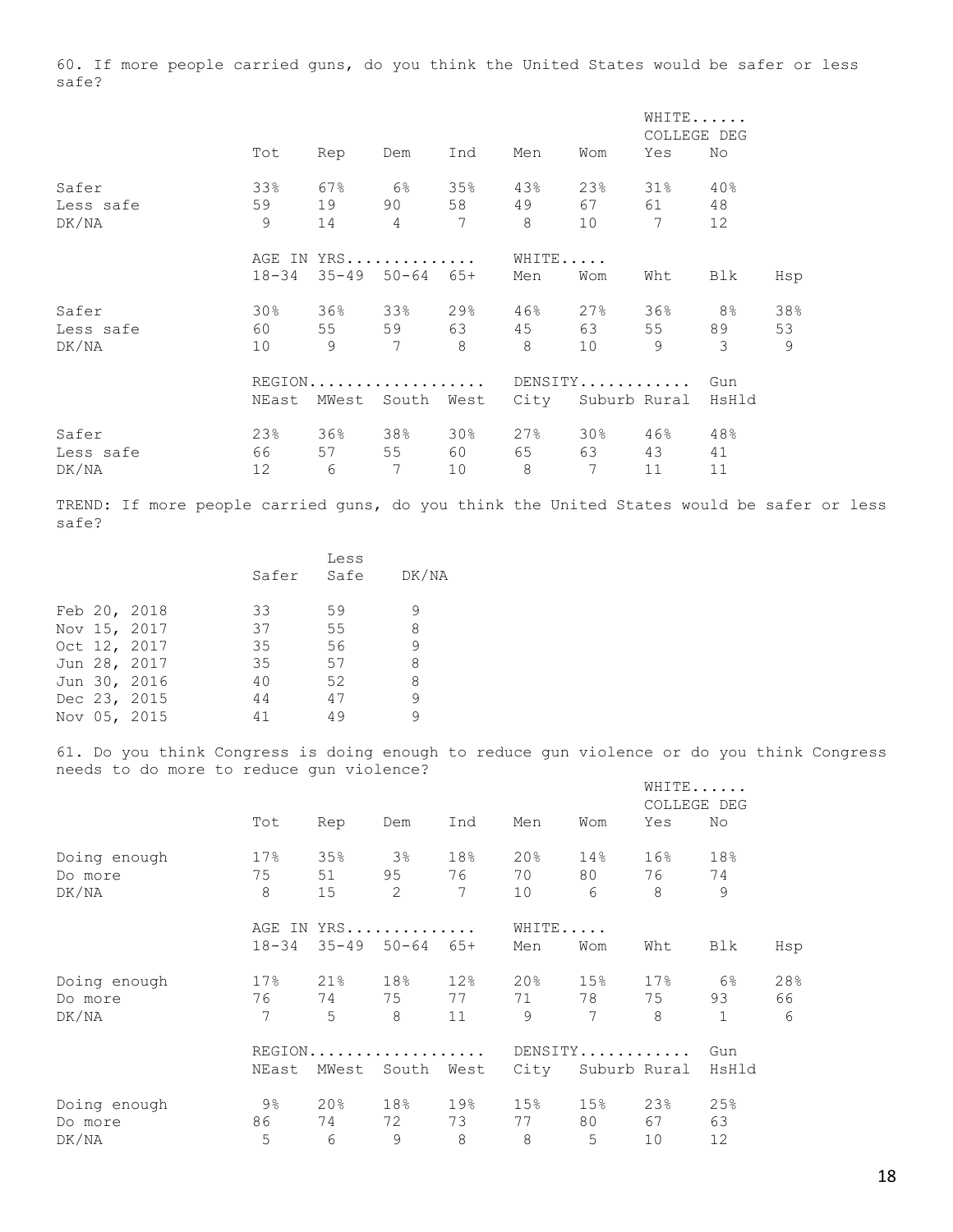60. If more people carried guns, do you think the United States would be safer or less safe?

| | Tot | Rep | Dem | Ind | Men | Wom | WHITE...... COLLEGE DEG Yes | No |
|---|---|---|---|---|---|---|---|---|
| Safer | 33% | 67% | 6% | 35% | 43% | 23% | 31% | 40% |
| Less safe | 59 | 19 | 90 | 58 | 49 | 67 | 61 | 48 |
| DK/NA | 9 | 14 | 4 | 7 | 8 | 10 | 7 | 12 |

| | AGE IN YRS.............. 18-34 | 35-49 | 50-64 | 65+ | WHITE..... Men | Wom | Wht | Blk | Hsp |
|---|---|---|---|---|---|---|---|---|---|
| Safer | 30% | 36% | 33% | 29% | 46% | 27% | 36% | 8% | 38% |
| Less safe | 60 | 55 | 59 | 63 | 45 | 63 | 55 | 89 | 53 |
| DK/NA | 10 | 9 | 7 | 8 | 8 | 10 | 9 | 3 | 9 |

| | REGION................... NEast | MWest | South | West | DENSITY........... City | Suburb | Rural | Gun HsHld |
|---|---|---|---|---|---|---|---|---|
| Safer | 23% | 36% | 38% | 30% | 27% | 30% | 46% | 48% |
| Less safe | 66 | 57 | 55 | 60 | 65 | 63 | 43 | 41 |
| DK/NA | 12 | 6 | 7 | 10 | 8 | 7 | 11 | 11 |

TREND: If more people carried guns, do you think the United States would be safer or less safe?

| | Safer | Less Safe | DK/NA |
|---|---|---|---|
| Feb 20, 2018 | 33 | 59 | 9 |
| Nov 15, 2017 | 37 | 55 | 8 |
| Oct 12, 2017 | 35 | 56 | 9 |
| Jun 28, 2017 | 35 | 57 | 8 |
| Jun 30, 2016 | 40 | 52 | 8 |
| Dec 23, 2015 | 44 | 47 | 9 |
| Nov 05, 2015 | 41 | 49 | 9 |

61. Do you think Congress is doing enough to reduce gun violence or do you think Congress needs to do more to reduce gun violence?

| | Tot | Rep | Dem | Ind | Men | Wom | WHITE...... COLLEGE DEG Yes | No |
|---|---|---|---|---|---|---|---|---|
| Doing enough | 17% | 35% | 3% | 18% | 20% | 14% | 16% | 18% |
| Do more | 75 | 51 | 95 | 76 | 70 | 80 | 76 | 74 |
| DK/NA | 8 | 15 | 2 | 7 | 10 | 6 | 8 | 9 |

| | AGE IN YRS.............. 18-34 | 35-49 | 50-64 | 65+ | WHITE..... Men | Wom | Wht | Blk | Hsp |
|---|---|---|---|---|---|---|---|---|---|
| Doing enough | 17% | 21% | 18% | 12% | 20% | 15% | 17% | 6% | 28% |
| Do more | 76 | 74 | 75 | 77 | 71 | 78 | 75 | 93 | 66 |
| DK/NA | 7 | 5 | 8 | 11 | 9 | 7 | 8 | 1 | 6 |

| | REGION................... NEast | MWest | South | West | DENSITY........... City | Suburb | Rural | Gun HsHld |
|---|---|---|---|---|---|---|---|---|
| Doing enough | 9% | 20% | 18% | 19% | 15% | 15% | 23% | 25% |
| Do more | 86 | 74 | 72 | 73 | 77 | 80 | 67 | 63 |
| DK/NA | 5 | 6 | 9 | 8 | 8 | 5 | 10 | 12 |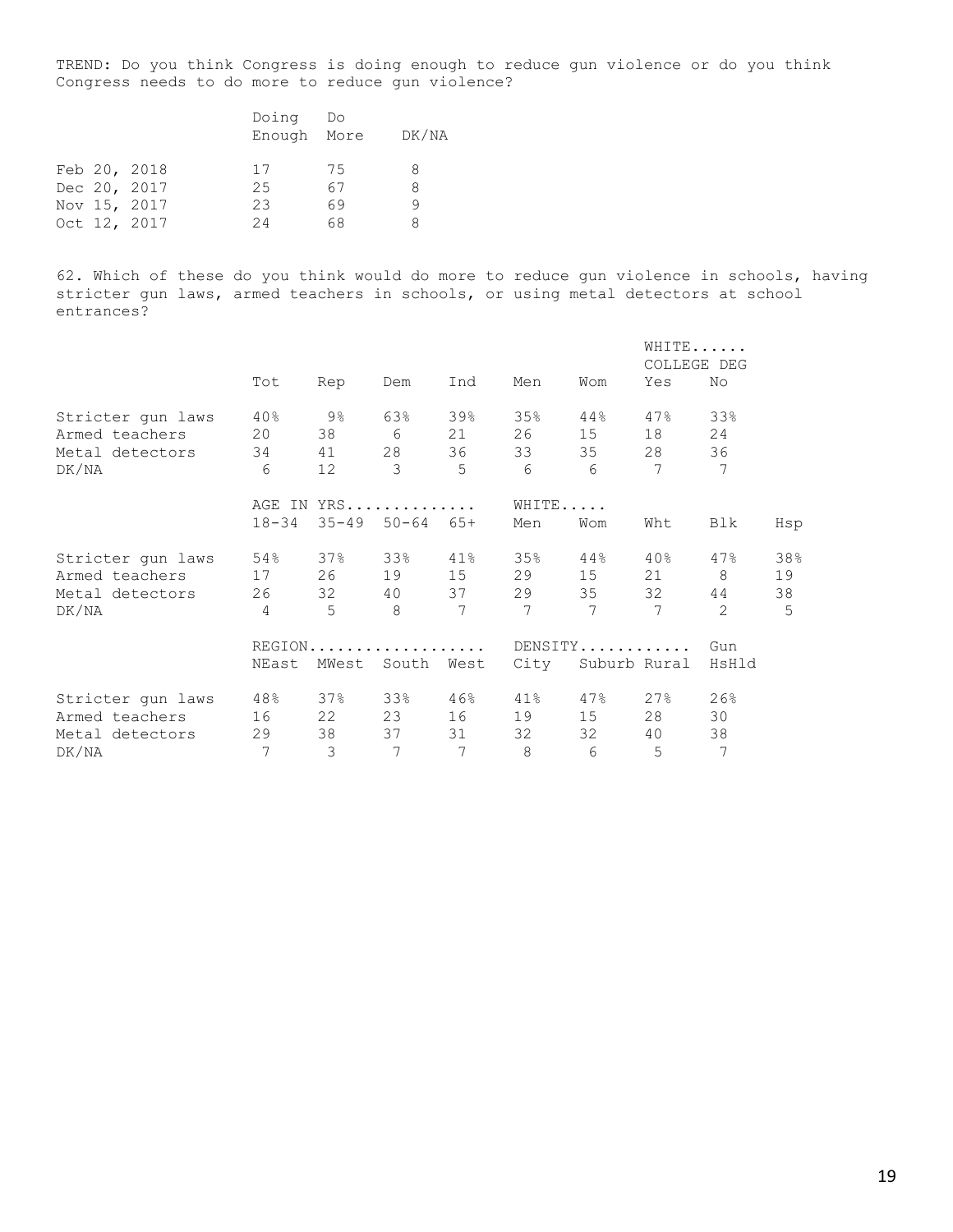TREND: Do you think Congress is doing enough to reduce gun violence or do you think Congress needs to do more to reduce gun violence?

| | Doing Enough | Do More | DK/NA |
|---|---|---|---|
| Feb 20, 2018 | 17 | 75 | 8 |
| Dec 20, 2017 | 25 | 67 | 8 |
| Nov 15, 2017 | 23 | 69 | 9 |
| Oct 12, 2017 | 24 | 68 | 8 |

62. Which of these do you think would do more to reduce gun violence in schools, having stricter gun laws, armed teachers in schools, or using metal detectors at school entrances?

| | | | | | | | WHITE...... COLLEGE DEG | |
|---|---|---|---|---|---|---|---|---|
| | Tot | Rep | Dem | Ind | Men | Wom | Yes | No |
| Stricter gun laws | 40% | 9% | 63% | 39% | 35% | 44% | 47% | 33% |
| Armed teachers | 20 | 38 | 6 | 21 | 26 | 15 | 18 | 24 |
| Metal detectors | 34 | 41 | 28 | 36 | 33 | 35 | 28 | 36 |
| DK/NA | 6 | 12 | 3 | 5 | 6 | 6 | 7 | 7 |

| | AGE IN YRS.............. | | | | WHITE..... | | | | |
|---|---|---|---|---|---|---|---|---|---|
| | 18-34 | 35-49 | 50-64 | 65+ | Men | Wom | Wht | Blk | Hsp |
| Stricter gun laws | 54% | 37% | 33% | 41% | 35% | 44% | 40% | 47% | 38% |
| Armed teachers | 17 | 26 | 19 | 15 | 29 | 15 | 21 | 8 | 19 |
| Metal detectors | 26 | 32 | 40 | 37 | 29 | 35 | 32 | 44 | 38 |
| DK/NA | 4 | 5 | 8 | 7 | 7 | 7 | 7 | 2 | 5 |

| | REGION................... | | | | DENSITY........... | | | Gun |
|---|---|---|---|---|---|---|---|---|
| | NEast | MWest | South | West | City | Suburb | Rural | HsHld |
| Stricter gun laws | 48% | 37% | 33% | 46% | 41% | 47% | 27% | 26% |
| Armed teachers | 16 | 22 | 23 | 16 | 19 | 15 | 28 | 30 |
| Metal detectors | 29 | 38 | 37 | 31 | 32 | 32 | 40 | 38 |
| DK/NA | 7 | 3 | 7 | 7 | 8 | 6 | 5 | 7 |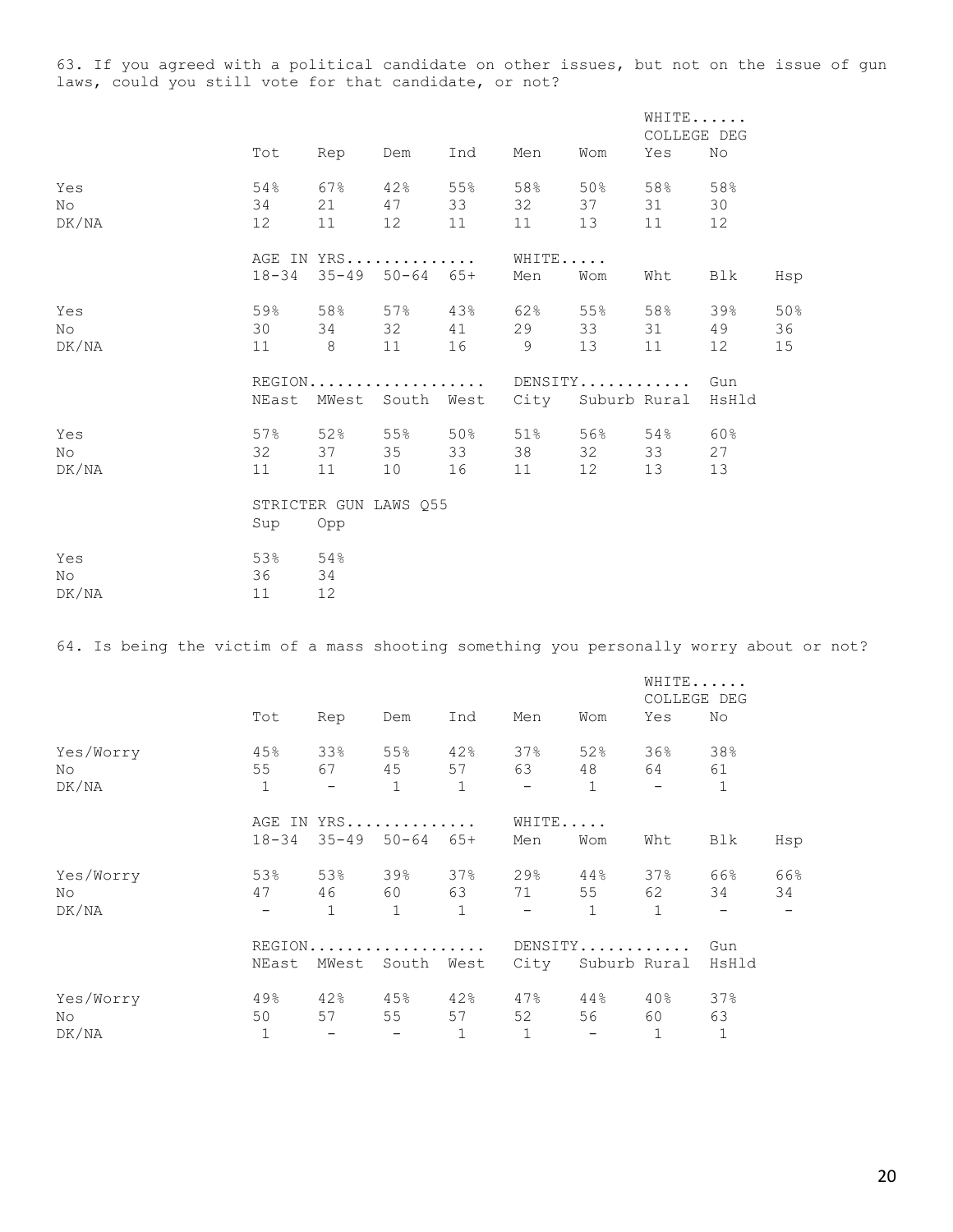63. If you agreed with a political candidate on other issues, but not on the issue of gun laws, could you still vote for that candidate, or not?

| | Tot | Rep | Dem | Ind | Men | Wom | WHITE...... COLLEGE DEG Yes | No |
|---|---|---|---|---|---|---|---|---|
| Yes | 54% | 67% | 42% | 55% | 58% | 50% | 58% | 58% |
| No | 34 | 21 | 47 | 33 | 32 | 37 | 31 | 30 |
| DK/NA | 12 | 11 | 12 | 11 | 11 | 13 | 11 | 12 |

| | AGE IN YRS.............. 18-34 | 35-49 | 50-64 | 65+ | WHITE..... Men | Wom | Wht | Blk | Hsp |
|---|---|---|---|---|---|---|---|---|---|
| Yes | 59% | 58% | 57% | 43% | 62% | 55% | 58% | 39% | 50% |
| No | 30 | 34 | 32 | 41 | 29 | 33 | 31 | 49 | 36 |
| DK/NA | 11 | 8 | 11 | 16 | 9 | 13 | 11 | 12 | 15 |

| | REGION.................. NEast | MWest | South | West | DENSITY........... City | Suburb | Rural | Gun HsHld |
|---|---|---|---|---|---|---|---|---|
| Yes | 57% | 52% | 55% | 50% | 51% | 56% | 54% | 60% |
| No | 32 | 37 | 35 | 33 | 38 | 32 | 33 | 27 |
| DK/NA | 11 | 11 | 10 | 16 | 11 | 12 | 13 | 13 |

| | STRICTER GUN LAWS Q55 Sup | Opp |
|---|---|---|
| Yes | 53% | 54% |
| No | 36 | 34 |
| DK/NA | 11 | 12 |

64. Is being the victim of a mass shooting something you personally worry about or not?

| | Tot | Rep | Dem | Ind | Men | Wom | WHITE...... COLLEGE DEG Yes | No |
|---|---|---|---|---|---|---|---|---|
| Yes/Worry | 45% | 33% | 55% | 42% | 37% | 52% | 36% | 38% |
| No | 55 | 67 | 45 | 57 | 63 | 48 | 64 | 61 |
| DK/NA | 1 | - | 1 | 1 | - | 1 | - | 1 |

| | AGE IN YRS.............. 18-34 | 35-49 | 50-64 | 65+ | WHITE..... Men | Wom | Wht | Blk | Hsp |
|---|---|---|---|---|---|---|---|---|---|
| Yes/Worry | 53% | 53% | 39% | 37% | 29% | 44% | 37% | 66% | 66% |
| No | 47 | 46 | 60 | 63 | 71 | 55 | 62 | 34 | 34 |
| DK/NA | - | 1 | 1 | 1 | - | 1 | 1 | - | - |

| | REGION.................. NEast | MWest | South | West | DENSITY........... City | Suburb | Rural | Gun HsHld |
|---|---|---|---|---|---|---|---|---|
| Yes/Worry | 49% | 42% | 45% | 42% | 47% | 44% | 40% | 37% |
| No | 50 | 57 | 55 | 57 | 52 | 56 | 60 | 63 |
| DK/NA | 1 | - | - | 1 | 1 | - | 1 | 1 |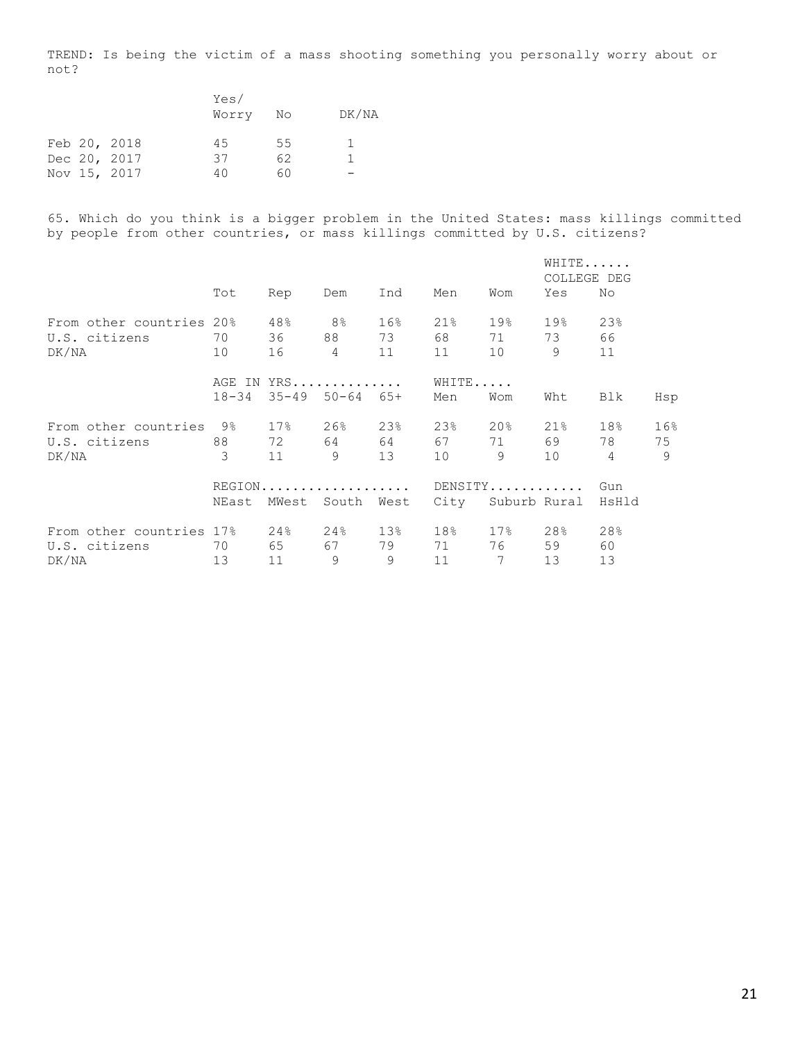TREND: Is being the victim of a mass shooting something you personally worry about or not?

| | Yes/ Worry | No | DK/NA |
|---|---|---|---|
| Feb 20, 2018 | 45 | 55 | 1 |
| Dec 20, 2017 | 37 | 62 | 1 |
| Nov 15, 2017 | 40 | 60 | - |

65. Which do you think is a bigger problem in the United States: mass killings committed by people from other countries, or mass killings committed by U.S. citizens?

| | Tot | Rep | Dem | Ind | Men | Wom | WHITE COLLEGE DEG Yes | WHITE COLLEGE DEG No |
|---|---|---|---|---|---|---|---|---|
| From other countries | 20% | 48% | 8% | 16% | 21% | 19% | 19% | 23% |
| U.S. citizens | 70 | 36 | 88 | 73 | 68 | 71 | 73 | 66 |
| DK/NA | 10 | 16 | 4 | 11 | 11 | 10 | 9 | 11 |

| | AGE IN YRS 18-34 | 35-49 | 50-64 | 65+ | WHITE Men | WHITE Wom | Wht | Blk | Hsp |
|---|---|---|---|---|---|---|---|---|---|
| From other countries | 9% | 17% | 26% | 23% | 23% | 20% | 21% | 18% | 16% |
| U.S. citizens | 88 | 72 | 64 | 64 | 67 | 71 | 69 | 78 | 75 |
| DK/NA | 3 | 11 | 9 | 13 | 10 | 9 | 10 | 4 | 9 |

| | REGION NEast | MWest | South | West | DENSITY City | Suburb | Rural | Gun HsHld |
|---|---|---|---|---|---|---|---|---|
| From other countries | 17% | 24% | 24% | 13% | 18% | 17% | 28% | 28% |
| U.S. citizens | 70 | 65 | 67 | 79 | 71 | 76 | 59 | 60 |
| DK/NA | 13 | 11 | 9 | 9 | 11 | 7 | 13 | 13 |